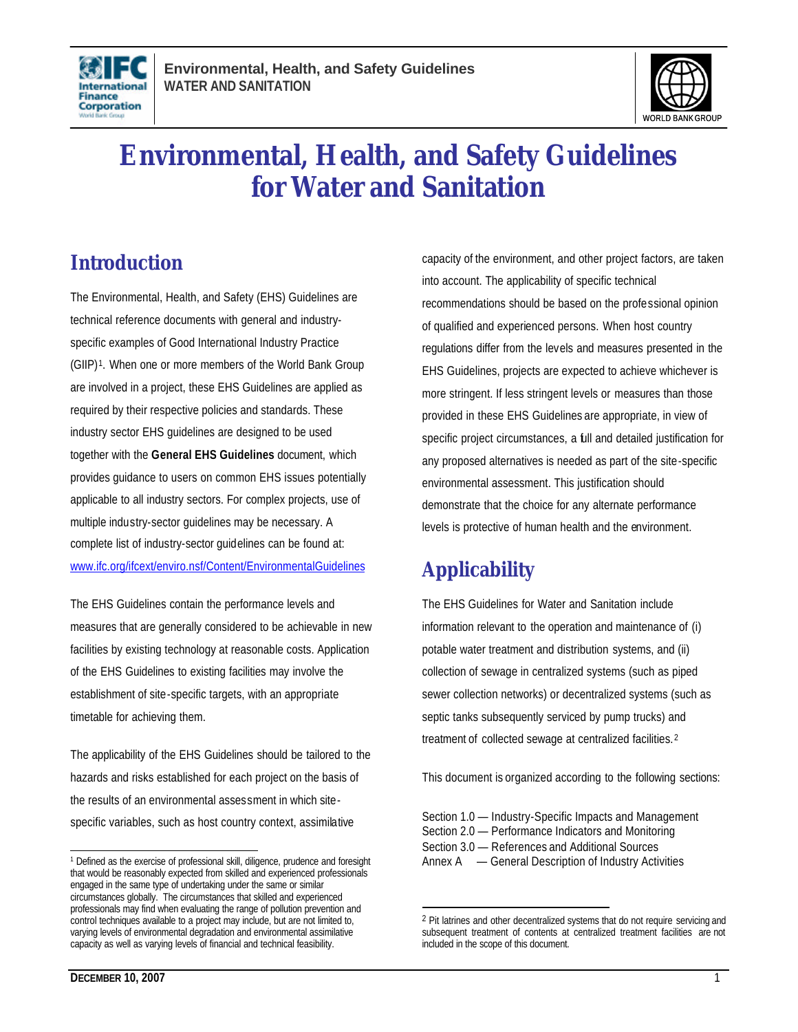# Environmental, Health, and Safety Guidelines for Water and Sanitation

## Introduction

The Environmental, Health, and Safety (EHS) Guidelines are technical reference documents with general and industry-specific examples of Good International Industry Practice (GIIP)[1]. When one or more members of the World Bank Group are involved in a project, these EHS Guidelines are applied as required by their respective policies and standards. These industry sector EHS guidelines are designed to be used together with the **General EHS Guidelines** document, which provides guidance to users on common EHS issues potentially applicable to all industry sectors. For complex projects, use of multiple industry-sector guidelines may be necessary. A complete list of industry-sector guidelines can be found at: www.ifc.org/ifcext/enviro.nsf/Content/EnvironmentalGuidelines

The EHS Guidelines contain the performance levels and measures that are generally considered to be achievable in new facilities by existing technology at reasonable costs. Application of the EHS Guidelines to existing facilities may involve the establishment of site-specific targets, with an appropriate timetable for achieving them.

The applicability of the EHS Guidelines should be tailored to the hazards and risks established for each project on the basis of the results of an environmental assessment in which site-specific variables, such as host country context, assimilative capacity of the environment, and other project factors, are taken into account. The applicability of specific technical recommendations should be based on the professional opinion of qualified and experienced persons. When host country regulations differ from the levels and measures presented in the EHS Guidelines, projects are expected to achieve whichever is more stringent. If less stringent levels or measures than those provided in these EHS Guidelines are appropriate, in view of specific project circumstances, a full and detailed justification for any proposed alternatives is needed as part of the site-specific environmental assessment. This justification should demonstrate that the choice for any alternate performance levels is protective of human health and the environment.

## Applicability

The EHS Guidelines for Water and Sanitation include information relevant to the operation and maintenance of (i) potable water treatment and distribution systems, and (ii) collection of sewage in centralized systems (such as piped sewer collection networks) or decentralized systems (such as septic tanks subsequently serviced by pump trucks) and treatment of collected sewage at centralized facilities.[2]

This document is organized according to the following sections:

Section 1.0 — Industry-Specific Impacts and Management
Section 2.0 — Performance Indicators and Monitoring
Section 3.0 — References and Additional Sources
Annex A — General Description of Industry Activities

---

[1] Defined as the exercise of professional skill, diligence, prudence and foresight that would be reasonably expected from skilled and experienced professionals engaged in the same type of undertaking under the same or similar circumstances globally. The circumstances that skilled and experienced professionals may find when evaluating the range of pollution prevention and control techniques available to a project may include, but are not limited to, varying levels of environmental degradation and environmental assimilative capacity as well as varying levels of financial and technical feasibility.

[2] Pit latrines and other decentralized systems that do not require servicing and subsequent treatment of contents at centralized treatment facilities are not included in the scope of this document.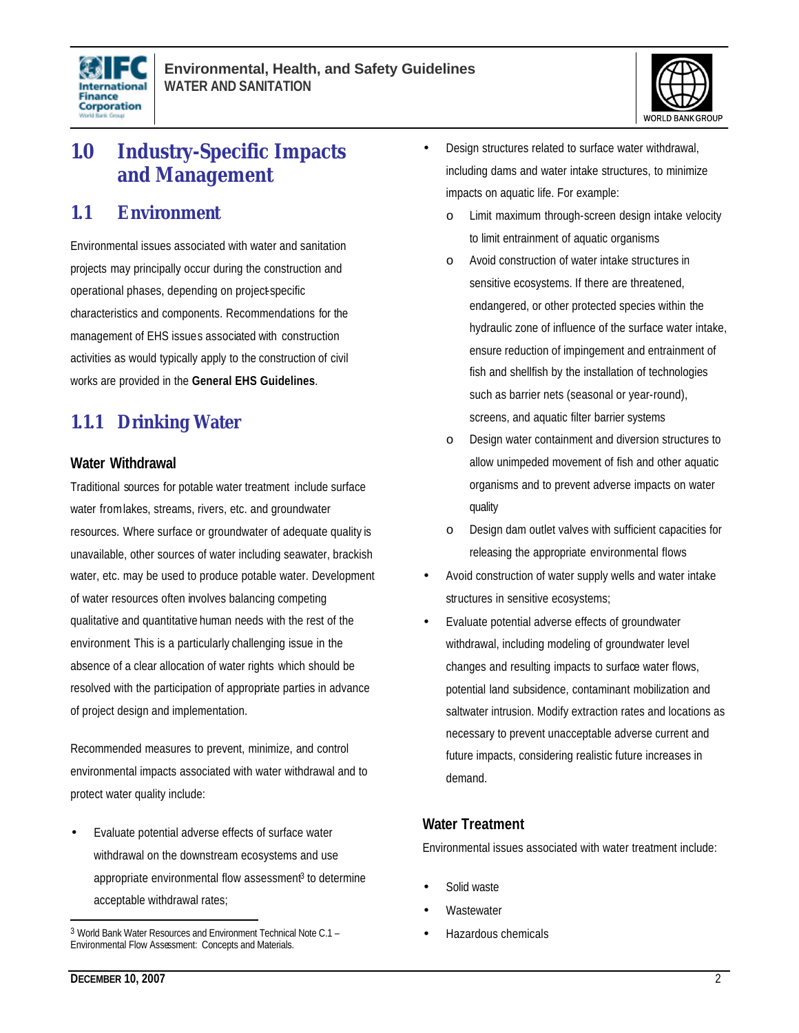# 1.0 Industry-Specific Impacts and Management

## 1.1 Environment

Environmental issues associated with water and sanitation projects may principally occur during the construction and operational phases, depending on project-specific characteristics and components. Recommendations for the management of EHS issues associated with construction activities as would typically apply to the construction of civil works are provided in the **General EHS Guidelines**.

### 1.1.1 Drinking Water

#### Water Withdrawal

Traditional sources for potable water treatment include surface water from lakes, streams, rivers, etc. and groundwater resources. Where surface or groundwater of adequate quality is unavailable, other sources of water including seawater, brackish water, etc. may be used to produce potable water. Development of water resources often involves balancing competing qualitative and quantitative human needs with the rest of the environment. This is a particularly challenging issue in the absence of a clear allocation of water rights which should be resolved with the participation of appropriate parties in advance of project design and implementation.

Recommended measures to prevent, minimize, and control environmental impacts associated with water withdrawal and to protect water quality include:

- Evaluate potential adverse effects of surface water withdrawal on the downstream ecosystems and use appropriate environmental flow assessment[3] to determine acceptable withdrawal rates;
- Design structures related to surface water withdrawal, including dams and water intake structures, to minimize impacts on aquatic life. For example:
  - Limit maximum through-screen design intake velocity to limit entrainment of aquatic organisms
  - Avoid construction of water intake structures in sensitive ecosystems. If there are threatened, endangered, or other protected species within the hydraulic zone of influence of the surface water intake, ensure reduction of impingement and entrainment of fish and shellfish by the installation of technologies such as barrier nets (seasonal or year-round), screens, and aquatic filter barrier systems
  - Design water containment and diversion structures to allow unimpeded movement of fish and other aquatic organisms and to prevent adverse impacts on water quality
  - Design dam outlet valves with sufficient capacities for releasing the appropriate environmental flows
- Avoid construction of water supply wells and water intake structures in sensitive ecosystems;
- Evaluate potential adverse effects of groundwater withdrawal, including modeling of groundwater level changes and resulting impacts to surface water flows, potential land subsidence, contaminant mobilization and saltwater intrusion. Modify extraction rates and locations as necessary to prevent unacceptable adverse current and future impacts, considering realistic future increases in demand.

#### Water Treatment

Environmental issues associated with water treatment include:

- Solid waste
- Wastewater
- Hazardous chemicals

[3] World Bank Water Resources and Environment Technical Note C.1 – Environmental Flow Assessment: Concepts and Materials.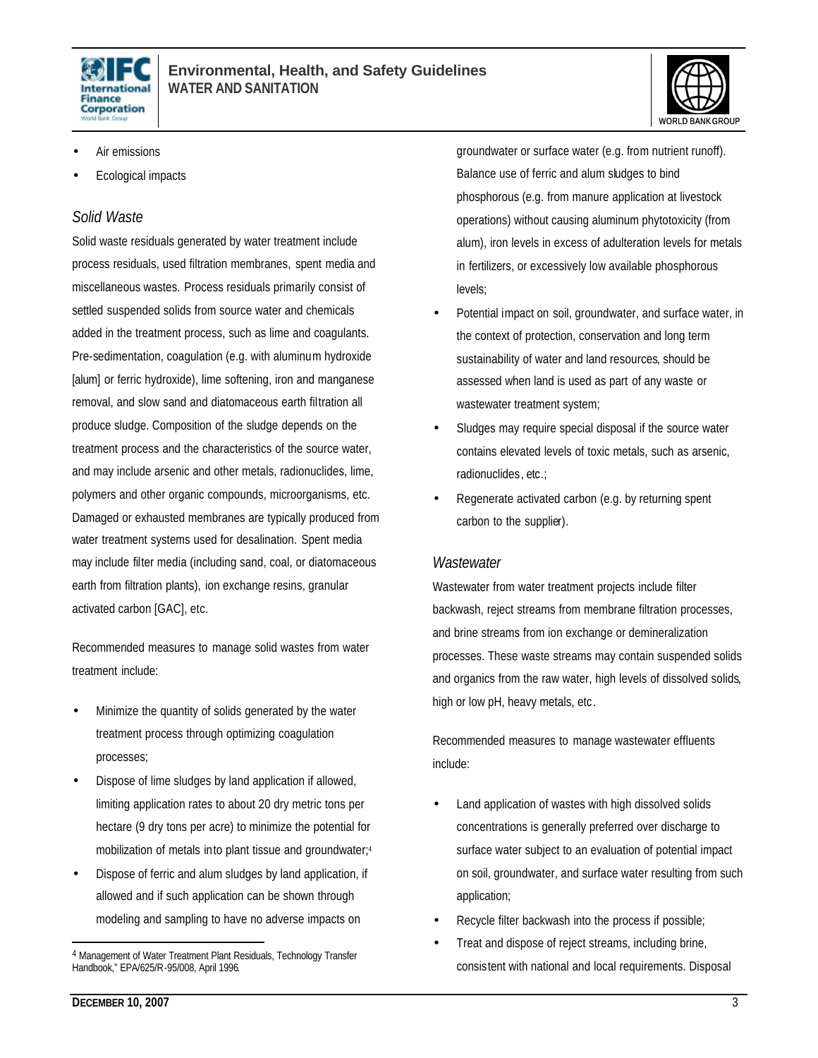- Air emissions
- Ecological impacts

### *Solid Waste*

Solid waste residuals generated by water treatment include process residuals, used filtration membranes, spent media and miscellaneous wastes. Process residuals primarily consist of settled suspended solids from source water and chemicals added in the treatment process, such as lime and coagulants. Pre-sedimentation, coagulation (e.g. with aluminum hydroxide [alum] or ferric hydroxide), lime softening, iron and manganese removal, and slow sand and diatomaceous earth filtration all produce sludge. Composition of the sludge depends on the treatment process and the characteristics of the source water, and may include arsenic and other metals, radionuclides, lime, polymers and other organic compounds, microorganisms, etc. Damaged or exhausted membranes are typically produced from water treatment systems used for desalination. Spent media may include filter media (including sand, coal, or diatomaceous earth from filtration plants), ion exchange resins, granular activated carbon [GAC], etc.

Recommended measures to manage solid wastes from water treatment include:

- Minimize the quantity of solids generated by the water treatment process through optimizing coagulation processes;
- Dispose of lime sludges by land application if allowed, limiting application rates to about 20 dry metric tons per hectare (9 dry tons per acre) to minimize the potential for mobilization of metals into plant tissue and groundwater;[4]
- Dispose of ferric and alum sludges by land application, if allowed and if such application can be shown through modeling and sampling to have no adverse impacts on groundwater or surface water (e.g. from nutrient runoff). Balance use of ferric and alum sludges to bind phosphorous (e.g. from manure application at livestock operations) without causing aluminum phytotoxicity (from alum), iron levels in excess of adulteration levels for metals in fertilizers, or excessively low available phosphorous levels;
- Potential impact on soil, groundwater, and surface water, in the context of protection, conservation and long term sustainability of water and land resources, should be assessed when land is used as part of any waste or wastewater treatment system;
- Sludges may require special disposal if the source water contains elevated levels of toxic metals, such as arsenic, radionuclides, etc.;
- Regenerate activated carbon (e.g. by returning spent carbon to the supplier).

### *Wastewater*

Wastewater from water treatment projects include filter backwash, reject streams from membrane filtration processes, and brine streams from ion exchange or demineralization processes. These waste streams may contain suspended solids and organics from the raw water, high levels of dissolved solids, high or low pH, heavy metals, etc.

Recommended measures to manage wastewater effluents include:

- Land application of wastes with high dissolved solids concentrations is generally preferred over discharge to surface water subject to an evaluation of potential impact on soil, groundwater, and surface water resulting from such application;
- Recycle filter backwash into the process if possible;
- Treat and dispose of reject streams, including brine, consistent with national and local requirements. Disposal

---

[4] Management of Water Treatment Plant Residuals, Technology Transfer Handbook," EPA/625/R-95/008, April 1996.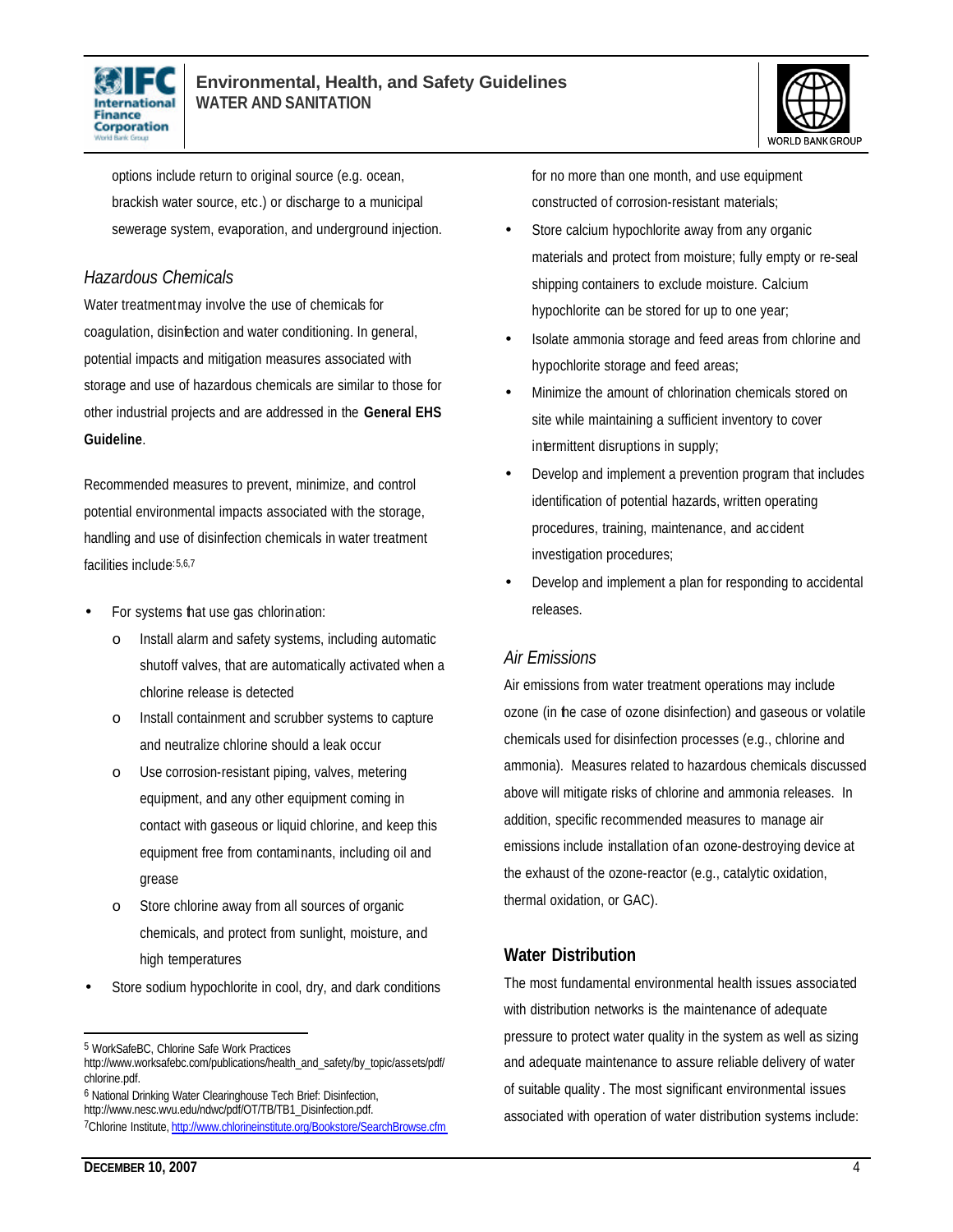options include return to original source (e.g. ocean, brackish water source, etc.) or discharge to a municipal sewerage system, evaporation, and underground injection.

### *Hazardous Chemicals*

Water treatment may involve the use of chemicals for coagulation, disinfection and water conditioning. In general, potential impacts and mitigation measures associated with storage and use of hazardous chemicals are similar to those for other industrial projects and are addressed in the **General EHS Guideline**.

Recommended measures to prevent, minimize, and control potential environmental impacts associated with the storage, handling and use of disinfection chemicals in water treatment facilities include:[5,6,7]

- For systems that use gas chlorination:
  - Install alarm and safety systems, including automatic shutoff valves, that are automatically activated when a chlorine release is detected
  - Install containment and scrubber systems to capture and neutralize chlorine should a leak occur
  - Use corrosion-resistant piping, valves, metering equipment, and any other equipment coming in contact with gaseous or liquid chlorine, and keep this equipment free from contaminants, including oil and grease
  - Store chlorine away from all sources of organic chemicals, and protect from sunlight, moisture, and high temperatures
- Store sodium hypochlorite in cool, dry, and dark conditions for no more than one month, and use equipment constructed of corrosion-resistant materials;
- Store calcium hypochlorite away from any organic materials and protect from moisture; fully empty or re-seal shipping containers to exclude moisture. Calcium hypochlorite can be stored for up to one year;
- Isolate ammonia storage and feed areas from chlorine and hypochlorite storage and feed areas;
- Minimize the amount of chlorination chemicals stored on site while maintaining a sufficient inventory to cover intermittent disruptions in supply;
- Develop and implement a prevention program that includes identification of potential hazards, written operating procedures, training, maintenance, and accident investigation procedures;
- Develop and implement a plan for responding to accidental releases.

### *Air Emissions*

Air emissions from water treatment operations may include ozone (in the case of ozone disinfection) and gaseous or volatile chemicals used for disinfection processes (e.g., chlorine and ammonia). Measures related to hazardous chemicals discussed above will mitigate risks of chlorine and ammonia releases. In addition, specific recommended measures to manage air emissions include installation of an ozone-destroying device at the exhaust of the ozone-reactor (e.g., catalytic oxidation, thermal oxidation, or GAC).

## Water Distribution

The most fundamental environmental health issues associated with distribution networks is the maintenance of adequate pressure to protect water quality in the system as well as sizing and adequate maintenance to assure reliable delivery of water of suitable quality. The most significant environmental issues associated with operation of water distribution systems include:

---

[5] WorkSafeBC, Chlorine Safe Work Practices http://www.worksafebc.com/publications/health_and_safety/by_topic/assets/pdf/chlorine.pdf.

[6] National Drinking Water Clearinghouse Tech Brief: Disinfection, http://www.nesc.wvu.edu/ndwc/pdf/OT/TB/TB1_Disinfection.pdf.

[7] Chlorine Institute, http://www.chlorineinstitute.org/Bookstore/SearchBrowse.cfm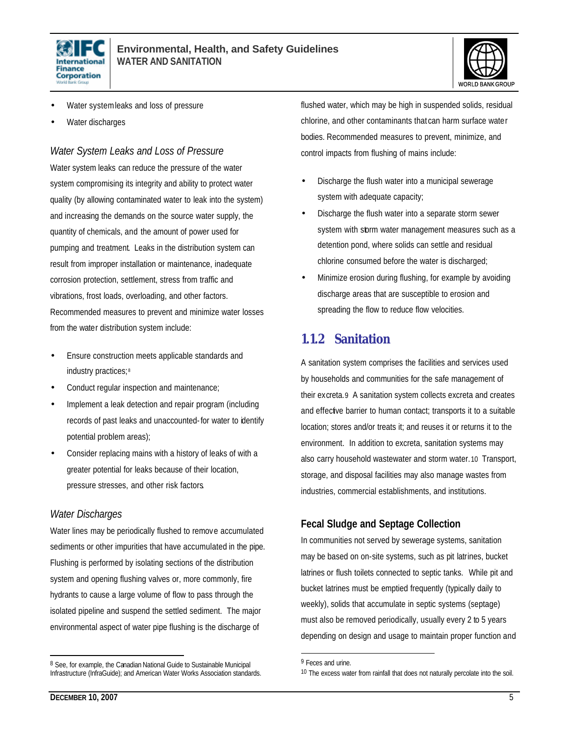- Water system leaks and loss of pressure
- Water discharges

*Water System Leaks and Loss of Pressure*

Water system leaks can reduce the pressure of the water system compromising its integrity and ability to protect water quality (by allowing contaminated water to leak into the system) and increasing the demands on the source water supply, the quantity of chemicals, and the amount of power used for pumping and treatment. Leaks in the distribution system can result from improper installation or maintenance, inadequate corrosion protection, settlement, stress from traffic and vibrations, frost loads, overloading, and other factors. Recommended measures to prevent and minimize water losses from the water distribution system include:

- Ensure construction meets applicable standards and industry practices;[8]
- Conduct regular inspection and maintenance;
- Implement a leak detection and repair program (including records of past leaks and unaccounted-for water to identify potential problem areas);
- Consider replacing mains with a history of leaks of with a greater potential for leaks because of their location, pressure stresses, and other risk factors.

*Water Discharges*

Water lines may be periodically flushed to remove accumulated sediments or other impurities that have accumulated in the pipe. Flushing is performed by isolating sections of the distribution system and opening flushing valves or, more commonly, fire hydrants to cause a large volume of flow to pass through the isolated pipeline and suspend the settled sediment. The major environmental aspect of water pipe flushing is the discharge of flushed water, which may be high in suspended solids, residual chlorine, and other contaminants that can harm surface water bodies. Recommended measures to prevent, minimize, and control impacts from flushing of mains include:

- Discharge the flush water into a municipal sewerage system with adequate capacity;
- Discharge the flush water into a separate storm sewer system with storm water management measures such as a detention pond, where solids can settle and residual chlorine consumed before the water is discharged;
- Minimize erosion during flushing, for example by avoiding discharge areas that are susceptible to erosion and spreading the flow to reduce flow velocities.

## 1.1.2 Sanitation

A sanitation system comprises the facilities and services used by households and communities for the safe management of their excreta.[9] A sanitation system collects excreta and creates and effective barrier to human contact; transports it to a suitable location; stores and/or treats it; and reuses it or returns it to the environment. In addition to excreta, sanitation systems may also carry household wastewater and storm water.[10] Transport, storage, and disposal facilities may also manage wastes from industries, commercial establishments, and institutions.

### Fecal Sludge and Septage Collection

In communities not served by sewerage systems, sanitation may be based on on-site systems, such as pit latrines, bucket latrines or flush toilets connected to septic tanks. While pit and bucket latrines must be emptied frequently (typically daily to weekly), solids that accumulate in septic systems (septage) must also be removed periodically, usually every 2 to 5 years depending on design and usage to maintain proper function and

---

[8] See, for example, the Canadian National Guide to Sustainable Municipal Infrastructure (InfraGuide); and American Water Works Association standards.

[9] Feces and urine.

[10] The excess water from rainfall that does not naturally percolate into the soil.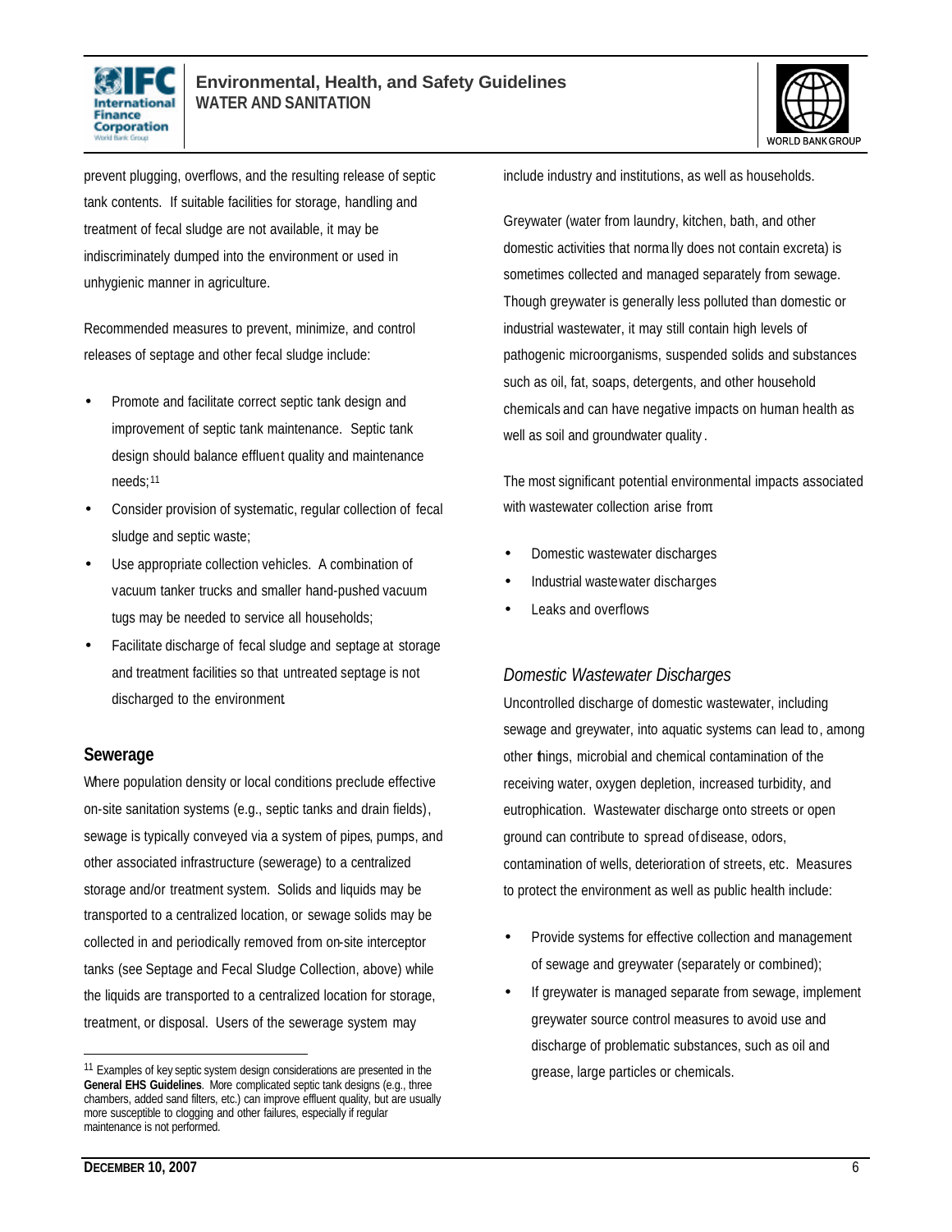prevent plugging, overflows, and the resulting release of septic tank contents. If suitable facilities for storage, handling and treatment of fecal sludge are not available, it may be indiscriminately dumped into the environment or used in unhygienic manner in agriculture.

Recommended measures to prevent, minimize, and control releases of septage and other fecal sludge include:

- Promote and facilitate correct septic tank design and improvement of septic tank maintenance. Septic tank design should balance effluent quality and maintenance needs;[11]
- Consider provision of systematic, regular collection of fecal sludge and septic waste;
- Use appropriate collection vehicles. A combination of vacuum tanker trucks and smaller hand-pushed vacuum tugs may be needed to service all households;
- Facilitate discharge of fecal sludge and septage at storage and treatment facilities so that untreated septage is not discharged to the environment.

## Sewerage

Where population density or local conditions preclude effective on-site sanitation systems (e.g., septic tanks and drain fields), sewage is typically conveyed via a system of pipes, pumps, and other associated infrastructure (sewerage) to a centralized storage and/or treatment system. Solids and liquids may be transported to a centralized location, or sewage solids may be collected in and periodically removed from on-site interceptor tanks (see Septage and Fecal Sludge Collection, above) while the liquids are transported to a centralized location for storage, treatment, or disposal. Users of the sewerage system may include industry and institutions, as well as households.

Greywater (water from laundry, kitchen, bath, and other domestic activities that normally does not contain excreta) is sometimes collected and managed separately from sewage. Though greywater is generally less polluted than domestic or industrial wastewater, it may still contain high levels of pathogenic microorganisms, suspended solids and substances such as oil, fat, soaps, detergents, and other household chemicals and can have negative impacts on human health as well as soil and groundwater quality.

The most significant potential environmental impacts associated with wastewater collection arise from:

- Domestic wastewater discharges
- Industrial wastewater discharges
- Leaks and overflows

### *Domestic Wastewater Discharges*

Uncontrolled discharge of domestic wastewater, including sewage and greywater, into aquatic systems can lead to, among other things, microbial and chemical contamination of the receiving water, oxygen depletion, increased turbidity, and eutrophication. Wastewater discharge onto streets or open ground can contribute to spread of disease, odors, contamination of wells, deterioration of streets, etc. Measures to protect the environment as well as public health include:

- Provide systems for effective collection and management of sewage and greywater (separately or combined);
- If greywater is managed separate from sewage, implement greywater source control measures to avoid use and discharge of problematic substances, such as oil and grease, large particles or chemicals.

---

[11] Examples of key septic system design considerations are presented in the **General EHS Guidelines**. More complicated septic tank designs (e.g., three chambers, added sand filters, etc.) can improve effluent quality, but are usually more susceptible to clogging and other failures, especially if regular maintenance is not performed.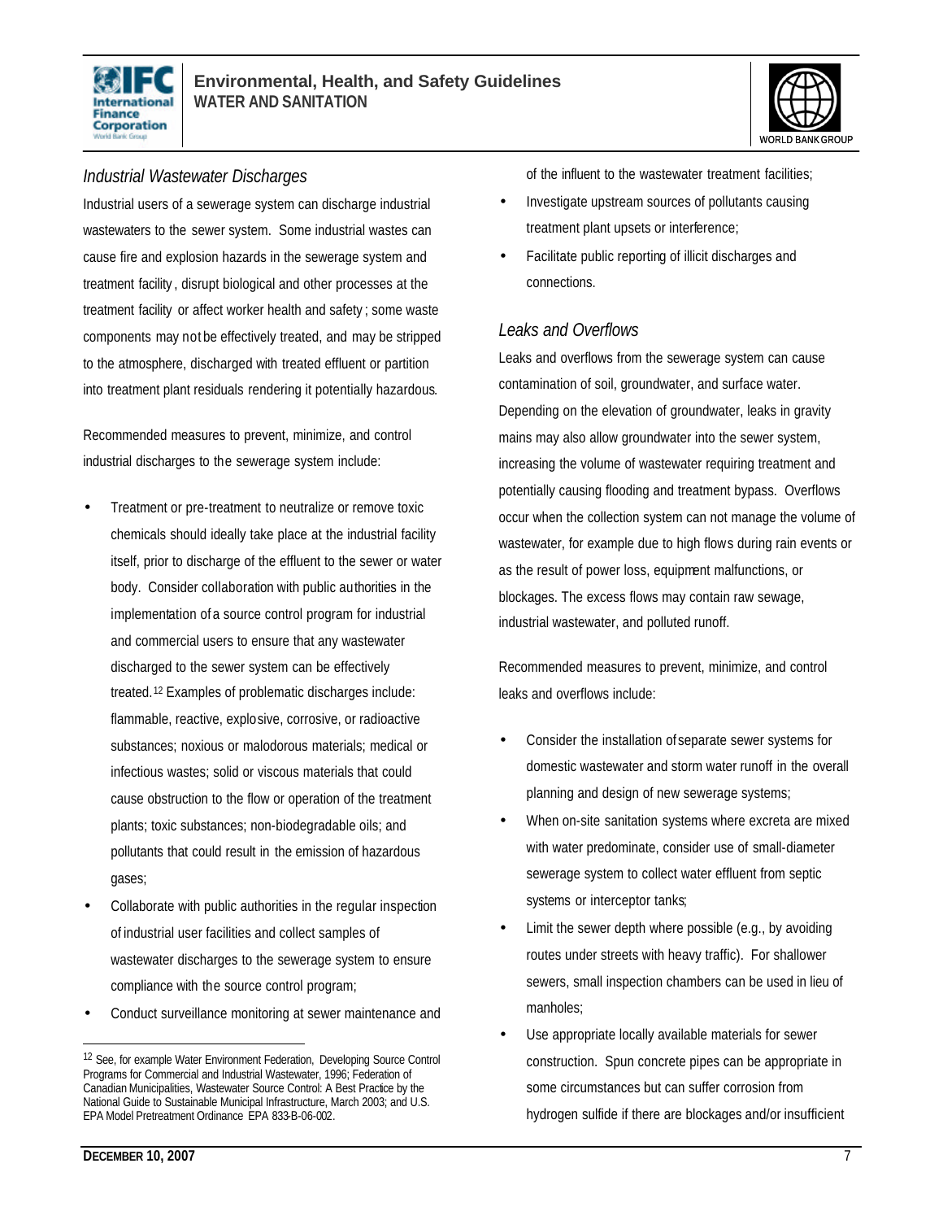### *Industrial Wastewater Discharges*

Industrial users of a sewerage system can discharge industrial wastewaters to the sewer system. Some industrial wastes can cause fire and explosion hazards in the sewerage system and treatment facility, disrupt biological and other processes at the treatment facility or affect worker health and safety; some waste components may not be effectively treated, and may be stripped to the atmosphere, discharged with treated effluent or partition into treatment plant residuals rendering it potentially hazardous.

Recommended measures to prevent, minimize, and control industrial discharges to the sewerage system include:

- Treatment or pre-treatment to neutralize or remove toxic chemicals should ideally take place at the industrial facility itself, prior to discharge of the effluent to the sewer or water body. Consider collaboration with public authorities in the implementation of a source control program for industrial and commercial users to ensure that any wastewater discharged to the sewer system can be effectively treated.[12] Examples of problematic discharges include: flammable, reactive, explosive, corrosive, or radioactive substances; noxious or malodorous materials; medical or infectious wastes; solid or viscous materials that could cause obstruction to the flow or operation of the treatment plants; toxic substances; non-biodegradable oils; and pollutants that could result in the emission of hazardous gases;
- Collaborate with public authorities in the regular inspection of industrial user facilities and collect samples of wastewater discharges to the sewerage system to ensure compliance with the source control program;
- Conduct surveillance monitoring at sewer maintenance and of the influent to the wastewater treatment facilities;
- Investigate upstream sources of pollutants causing treatment plant upsets or interference;
- Facilitate public reporting of illicit discharges and connections.

### *Leaks and Overflows*

Leaks and overflows from the sewerage system can cause contamination of soil, groundwater, and surface water. Depending on the elevation of groundwater, leaks in gravity mains may also allow groundwater into the sewer system, increasing the volume of wastewater requiring treatment and potentially causing flooding and treatment bypass. Overflows occur when the collection system can not manage the volume of wastewater, for example due to high flows during rain events or as the result of power loss, equipment malfunctions, or blockages. The excess flows may contain raw sewage, industrial wastewater, and polluted runoff.

Recommended measures to prevent, minimize, and control leaks and overflows include:

- Consider the installation of separate sewer systems for domestic wastewater and storm water runoff in the overall planning and design of new sewerage systems;
- When on-site sanitation systems where excreta are mixed with water predominate, consider use of small-diameter sewerage system to collect water effluent from septic systems or interceptor tanks;
- Limit the sewer depth where possible (e.g., by avoiding routes under streets with heavy traffic). For shallower sewers, small inspection chambers can be used in lieu of manholes;
- Use appropriate locally available materials for sewer construction. Spun concrete pipes can be appropriate in some circumstances but can suffer corrosion from hydrogen sulfide if there are blockages and/or insufficient

---

[12] See, for example Water Environment Federation, Developing Source Control Programs for Commercial and Industrial Wastewater, 1996; Federation of Canadian Municipalities, Wastewater Source Control: A Best Practice by the National Guide to Sustainable Municipal Infrastructure, March 2003; and U.S. EPA Model Pretreatment Ordinance EPA 833-B-06-002.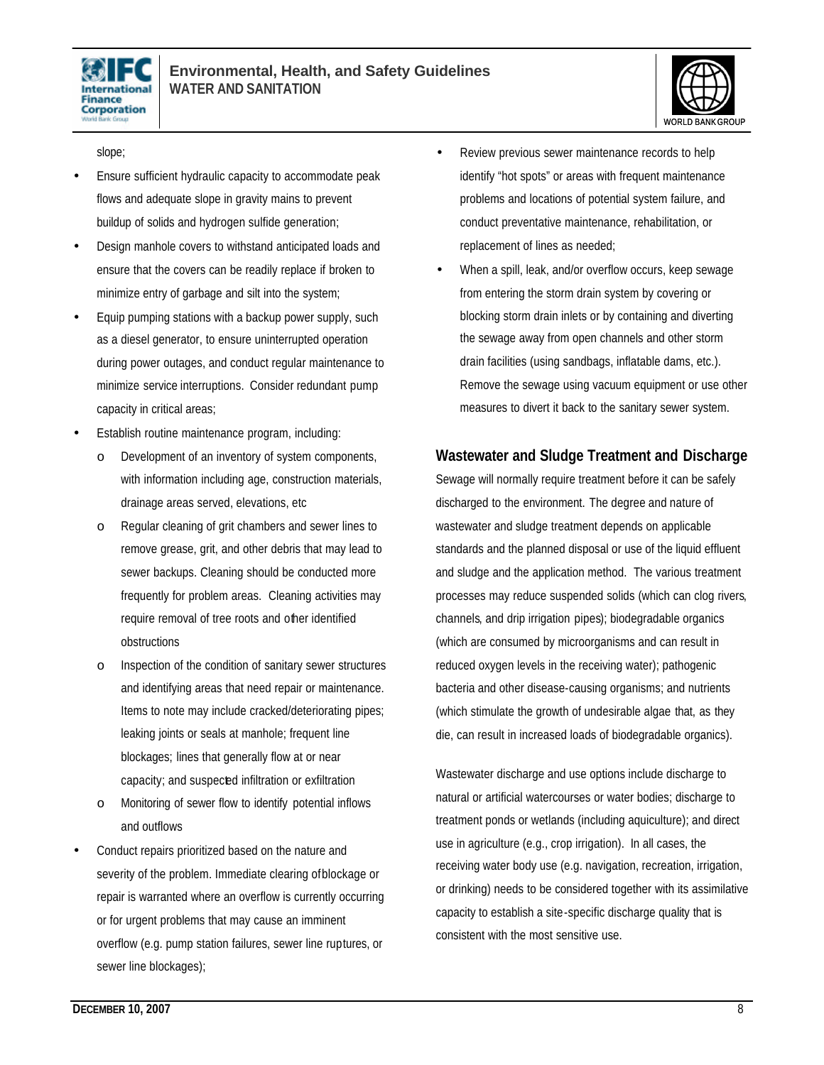slope;

- Ensure sufficient hydraulic capacity to accommodate peak flows and adequate slope in gravity mains to prevent buildup of solids and hydrogen sulfide generation;
- Design manhole covers to withstand anticipated loads and ensure that the covers can be readily replace if broken to minimize entry of garbage and silt into the system;
- Equip pumping stations with a backup power supply, such as a diesel generator, to ensure uninterrupted operation during power outages, and conduct regular maintenance to minimize service interruptions. Consider redundant pump capacity in critical areas;
- Establish routine maintenance program, including:
  - Development of an inventory of system components, with information including age, construction materials, drainage areas served, elevations, etc
  - Regular cleaning of grit chambers and sewer lines to remove grease, grit, and other debris that may lead to sewer backups. Cleaning should be conducted more frequently for problem areas. Cleaning activities may require removal of tree roots and other identified obstructions
  - Inspection of the condition of sanitary sewer structures and identifying areas that need repair or maintenance. Items to note may include cracked/deteriorating pipes; leaking joints or seals at manhole; frequent line blockages; lines that generally flow at or near capacity; and suspected infiltration or exfiltration
  - Monitoring of sewer flow to identify potential inflows and outflows
- Conduct repairs prioritized based on the nature and severity of the problem. Immediate clearing of blockage or repair is warranted where an overflow is currently occurring or for urgent problems that may cause an imminent overflow (e.g. pump station failures, sewer line ruptures, or sewer line blockages);
- Review previous sewer maintenance records to help identify "hot spots" or areas with frequent maintenance problems and locations of potential system failure, and conduct preventative maintenance, rehabilitation, or replacement of lines as needed;
- When a spill, leak, and/or overflow occurs, keep sewage from entering the storm drain system by covering or blocking storm drain inlets or by containing and diverting the sewage away from open channels and other storm drain facilities (using sandbags, inflatable dams, etc.). Remove the sewage using vacuum equipment or use other measures to divert it back to the sanitary sewer system.

## Wastewater and Sludge Treatment and Discharge

Sewage will normally require treatment before it can be safely discharged to the environment. The degree and nature of wastewater and sludge treatment depends on applicable standards and the planned disposal or use of the liquid effluent and sludge and the application method. The various treatment processes may reduce suspended solids (which can clog rivers, channels, and drip irrigation pipes); biodegradable organics (which are consumed by microorganisms and can result in reduced oxygen levels in the receiving water); pathogenic bacteria and other disease-causing organisms; and nutrients (which stimulate the growth of undesirable algae that, as they die, can result in increased loads of biodegradable organics).

Wastewater discharge and use options include discharge to natural or artificial watercourses or water bodies; discharge to treatment ponds or wetlands (including aquiculture); and direct use in agriculture (e.g., crop irrigation). In all cases, the receiving water body use (e.g. navigation, recreation, irrigation, or drinking) needs to be considered together with its assimilative capacity to establish a site-specific discharge quality that is consistent with the most sensitive use.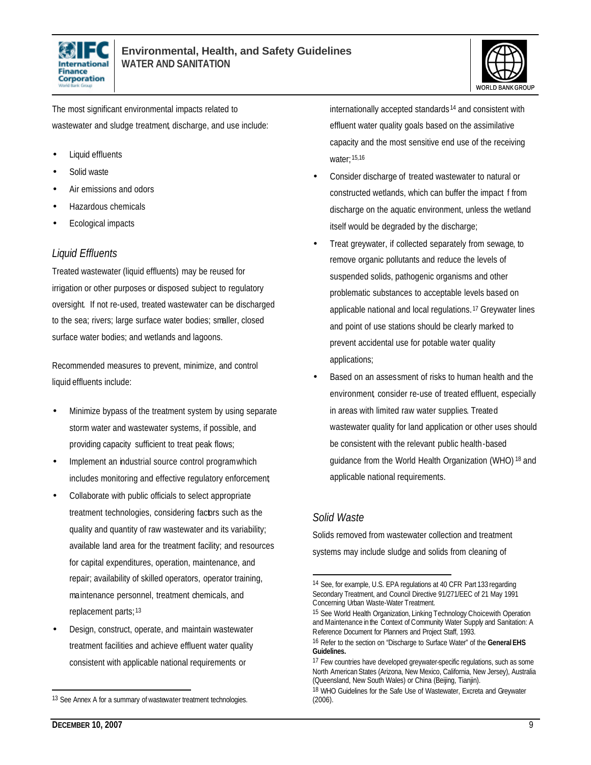The most significant environmental impacts related to wastewater and sludge treatment, discharge, and use include:

- Liquid effluents
- Solid waste
- Air emissions and odors
- Hazardous chemicals
- Ecological impacts

### *Liquid Effluents*

Treated wastewater (liquid effluents) may be reused for irrigation or other purposes or disposed subject to regulatory oversight. If not re-used, treated wastewater can be discharged to the sea; rivers; large surface water bodies; smaller, closed surface water bodies; and wetlands and lagoons.

Recommended measures to prevent, minimize, and control liquid effluents include:

- Minimize bypass of the treatment system by using separate storm water and wastewater systems, if possible, and providing capacity sufficient to treat peak flows;
- Implement an industrial source control program which includes monitoring and effective regulatory enforcement;
- Collaborate with public officials to select appropriate treatment technologies, considering factors such as the quality and quantity of raw wastewater and its variability; available land area for the treatment facility; and resources for capital expenditures, operation, maintenance, and repair; availability of skilled operators, operator training, maintenance personnel, treatment chemicals, and replacement parts;[13]
- Design, construct, operate, and maintain wastewater treatment facilities and achieve effluent water quality consistent with applicable national requirements or internationally accepted standards[14] and consistent with effluent water quality goals based on the assimilative capacity and the most sensitive end use of the receiving water;[15,16]
- Consider discharge of treated wastewater to natural or constructed wetlands, which can buffer the impact f from discharge on the aquatic environment, unless the wetland itself would be degraded by the discharge;
- Treat greywater, if collected separately from sewage, to remove organic pollutants and reduce the levels of suspended solids, pathogenic organisms and other problematic substances to acceptable levels based on applicable national and local regulations.[17] Greywater lines and point of use stations should be clearly marked to prevent accidental use for potable water quality applications;
- Based on an assessment of risks to human health and the environment, consider re-use of treated effluent, especially in areas with limited raw water supplies. Treated wastewater quality for land application or other uses should be consistent with the relevant public health-based guidance from the World Health Organization (WHO)[18] and applicable national requirements.

### *Solid Waste*

Solids removed from wastewater collection and treatment systems may include sludge and solids from cleaning of

---

[13] See Annex A for a summary of wastewater treatment technologies.

[14] See, for example, U.S. EPA regulations at 40 CFR Part 133 regarding Secondary Treatment, and Council Directive 91/271/EEC of 21 May 1991 Concerning Urban Waste-Water Treatment.

[15] See World Health Organization, Linking Technology Choice with Operation and Maintenance in the Context of Community Water Supply and Sanitation: A Reference Document for Planners and Project Staff, 1993.

[16] Refer to the section on "Discharge to Surface Water" of the **General EHS Guidelines.**

[17] Few countries have developed greywater-specific regulations, such as some North American States (Arizona, New Mexico, California, New Jersey), Australia (Queensland, New South Wales) or China (Beijing, Tianjin).

[18] WHO Guidelines for the Safe Use of Wastewater, Excreta and Greywater (2006).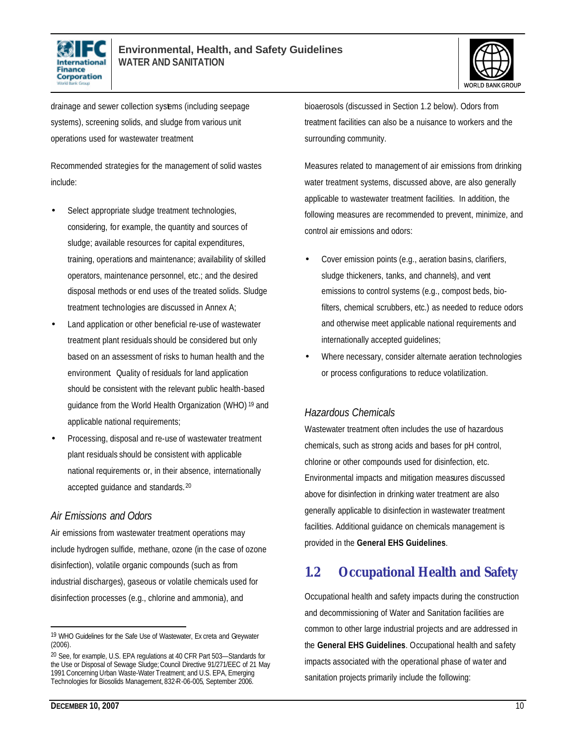drainage and sewer collection systems (including seepage systems), screening solids, and sludge from various unit operations used for wastewater treatment

Recommended strategies for the management of solid wastes include:

- Select appropriate sludge treatment technologies, considering, for example, the quantity and sources of sludge; available resources for capital expenditures, training, operations and maintenance; availability of skilled operators, maintenance personnel, etc.; and the desired disposal methods or end uses of the treated solids. Sludge treatment technologies are discussed in Annex A;
- Land application or other beneficial re-use of wastewater treatment plant residuals should be considered but only based on an assessment of risks to human health and the environment. Quality of residuals for land application should be consistent with the relevant public health-based guidance from the World Health Organization (WHO) [19] and applicable national requirements;
- Processing, disposal and re-use of wastewater treatment plant residuals should be consistent with applicable national requirements or, in their absence, internationally accepted guidance and standards.[20]

### *Air Emissions and Odors*

Air emissions from wastewater treatment operations may include hydrogen sulfide, methane, ozone (in the case of ozone disinfection), volatile organic compounds (such as from industrial discharges), gaseous or volatile chemicals used for disinfection processes (e.g., chlorine and ammonia), and bioaerosols (discussed in Section 1.2 below). Odors from treatment facilities can also be a nuisance to workers and the surrounding community.

Measures related to management of air emissions from drinking water treatment systems, discussed above, are also generally applicable to wastewater treatment facilities. In addition, the following measures are recommended to prevent, minimize, and control air emissions and odors:

- Cover emission points (e.g., aeration basins, clarifiers, sludge thickeners, tanks, and channels), and vent emissions to control systems (e.g., compost beds, bio-filters, chemical scrubbers, etc.) as needed to reduce odors and otherwise meet applicable national requirements and internationally accepted guidelines;
- Where necessary, consider alternate aeration technologies or process configurations to reduce volatilization.

### *Hazardous Chemicals*

Wastewater treatment often includes the use of hazardous chemicals, such as strong acids and bases for pH control, chlorine or other compounds used for disinfection, etc. Environmental impacts and mitigation measures discussed above for disinfection in drinking water treatment are also generally applicable to disinfection in wastewater treatment facilities. Additional guidance on chemicals management is provided in the **General EHS Guidelines**.

## 1.2 Occupational Health and Safety

Occupational health and safety impacts during the construction and decommissioning of Water and Sanitation facilities are common to other large industrial projects and are addressed in the **General EHS Guidelines**. Occupational health and safety impacts associated with the operational phase of water and sanitation projects primarily include the following:

---

[19] WHO Guidelines for the Safe Use of Wastewater, Excreta and Greywater (2006).

[20] See, for example, U.S. EPA regulations at 40 CFR Part 503—Standards for the Use or Disposal of Sewage Sludge; Council Directive 91/271/EEC of 21 May 1991 Concerning Urban Waste-Water Treatment; and U.S. EPA, Emerging Technologies for Biosolids Management, 832-R-06-005, September 2006.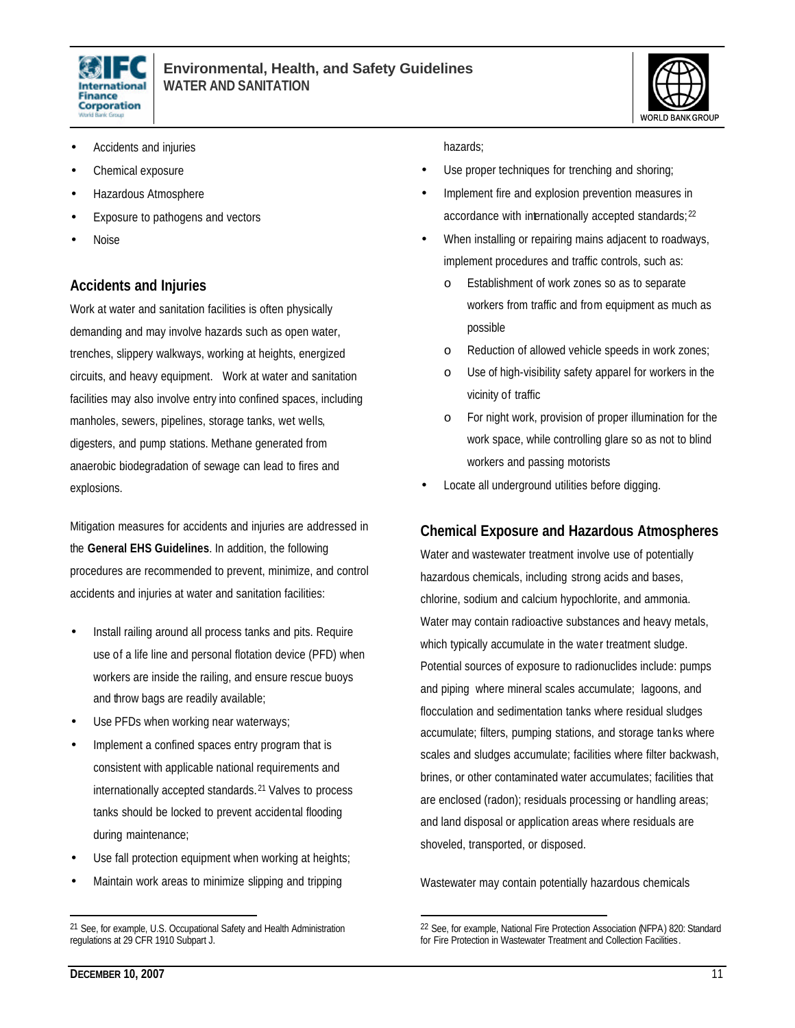- Accidents and injuries
- Chemical exposure
- Hazardous Atmosphere
- Exposure to pathogens and vectors
- Noise

## Accidents and Injuries

Work at water and sanitation facilities is often physically demanding and may involve hazards such as open water, trenches, slippery walkways, working at heights, energized circuits, and heavy equipment. Work at water and sanitation facilities may also involve entry into confined spaces, including manholes, sewers, pipelines, storage tanks, wet wells, digesters, and pump stations. Methane generated from anaerobic biodegradation of sewage can lead to fires and explosions.

Mitigation measures for accidents and injuries are addressed in the **General EHS Guidelines**. In addition, the following procedures are recommended to prevent, minimize, and control accidents and injuries at water and sanitation facilities:

- Install railing around all process tanks and pits. Require use of a life line and personal flotation device (PFD) when workers are inside the railing, and ensure rescue buoys and throw bags are readily available;
- Use PFDs when working near waterways;
- Implement a confined spaces entry program that is consistent with applicable national requirements and internationally accepted standards.[21] Valves to process tanks should be locked to prevent accidental flooding during maintenance;
- Use fall protection equipment when working at heights;
- Maintain work areas to minimize slipping and tripping hazards;
- Use proper techniques for trenching and shoring;
- Implement fire and explosion prevention measures in accordance with internationally accepted standards;[22]
- When installing or repairing mains adjacent to roadways, implement procedures and traffic controls, such as:
  - Establishment of work zones so as to separate workers from traffic and from equipment as much as possible
  - Reduction of allowed vehicle speeds in work zones;
  - Use of high-visibility safety apparel for workers in the vicinity of traffic
  - For night work, provision of proper illumination for the work space, while controlling glare so as not to blind workers and passing motorists
- Locate all underground utilities before digging.

## Chemical Exposure and Hazardous Atmospheres

Water and wastewater treatment involve use of potentially hazardous chemicals, including strong acids and bases, chlorine, sodium and calcium hypochlorite, and ammonia. Water may contain radioactive substances and heavy metals, which typically accumulate in the water treatment sludge. Potential sources of exposure to radionuclides include: pumps and piping where mineral scales accumulate; lagoons, and flocculation and sedimentation tanks where residual sludges accumulate; filters, pumping stations, and storage tanks where scales and sludges accumulate; facilities where filter backwash, brines, or other contaminated water accumulates; facilities that are enclosed (radon); residuals processing or handling areas; and land disposal or application areas where residuals are shoveled, transported, or disposed.

Wastewater may contain potentially hazardous chemicals

---

[21] See, for example, U.S. Occupational Safety and Health Administration regulations at 29 CFR 1910 Subpart J.

[22] See, for example, National Fire Protection Association (NFPA) 820: Standard for Fire Protection in Wastewater Treatment and Collection Facilities.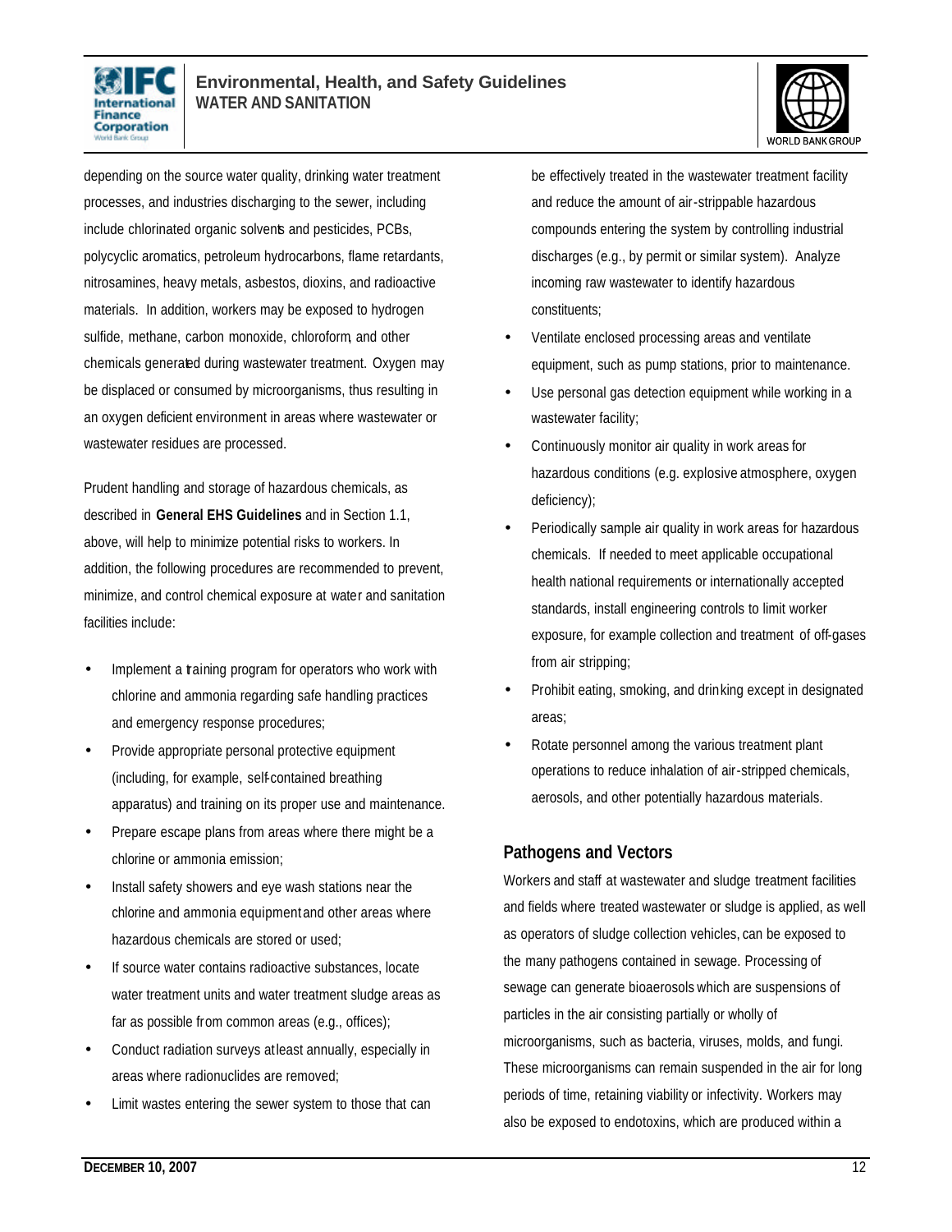depending on the source water quality, drinking water treatment processes, and industries discharging to the sewer, including include chlorinated organic solvents and pesticides, PCBs, polycyclic aromatics, petroleum hydrocarbons, flame retardants, nitrosamines, heavy metals, asbestos, dioxins, and radioactive materials. In addition, workers may be exposed to hydrogen sulfide, methane, carbon monoxide, chloroform, and other chemicals generated during wastewater treatment. Oxygen may be displaced or consumed by microorganisms, thus resulting in an oxygen deficient environment in areas where wastewater or wastewater residues are processed.

Prudent handling and storage of hazardous chemicals, as described in **General EHS Guidelines** and in Section 1.1, above, will help to minimize potential risks to workers. In addition, the following procedures are recommended to prevent, minimize, and control chemical exposure at water and sanitation facilities include:

- Implement a training program for operators who work with chlorine and ammonia regarding safe handling practices and emergency response procedures;
- Provide appropriate personal protective equipment (including, for example, self-contained breathing apparatus) and training on its proper use and maintenance.
- Prepare escape plans from areas where there might be a chlorine or ammonia emission;
- Install safety showers and eye wash stations near the chlorine and ammonia equipment and other areas where hazardous chemicals are stored or used;
- If source water contains radioactive substances, locate water treatment units and water treatment sludge areas as far as possible from common areas (e.g., offices);
- Conduct radiation surveys at least annually, especially in areas where radionuclides are removed;
- Limit wastes entering the sewer system to those that can be effectively treated in the wastewater treatment facility and reduce the amount of air-strippable hazardous compounds entering the system by controlling industrial discharges (e.g., by permit or similar system). Analyze incoming raw wastewater to identify hazardous constituents;
- Ventilate enclosed processing areas and ventilate equipment, such as pump stations, prior to maintenance.
- Use personal gas detection equipment while working in a wastewater facility;
- Continuously monitor air quality in work areas for hazardous conditions (e.g. explosive atmosphere, oxygen deficiency);
- Periodically sample air quality in work areas for hazardous chemicals. If needed to meet applicable occupational health national requirements or internationally accepted standards, install engineering controls to limit worker exposure, for example collection and treatment of off-gases from air stripping;
- Prohibit eating, smoking, and drinking except in designated areas;
- Rotate personnel among the various treatment plant operations to reduce inhalation of air-stripped chemicals, aerosols, and other potentially hazardous materials.

## Pathogens and Vectors

Workers and staff at wastewater and sludge treatment facilities and fields where treated wastewater or sludge is applied, as well as operators of sludge collection vehicles, can be exposed to the many pathogens contained in sewage. Processing of sewage can generate bioaerosols which are suspensions of particles in the air consisting partially or wholly of microorganisms, such as bacteria, viruses, molds, and fungi. These microorganisms can remain suspended in the air for long periods of time, retaining viability or infectivity. Workers may also be exposed to endotoxins, which are produced within a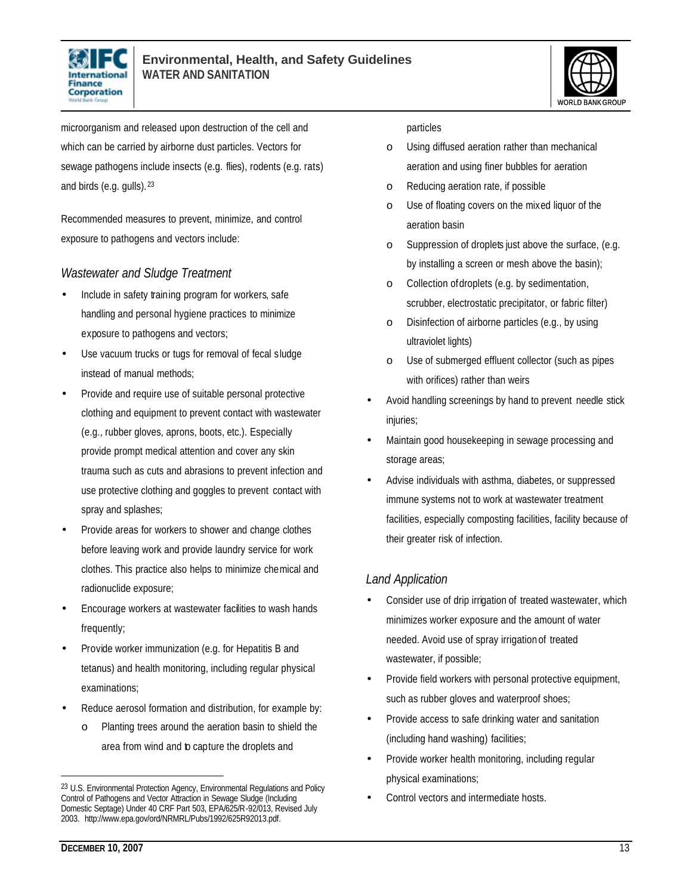microorganism and released upon destruction of the cell and which can be carried by airborne dust particles. Vectors for sewage pathogens include insects (e.g. flies), rodents (e.g. rats) and birds (e.g. gulls).[23]

Recommended measures to prevent, minimize, and control exposure to pathogens and vectors include:

### *Wastewater and Sludge Treatment*

- Include in safety training program for workers, safe handling and personal hygiene practices to minimize exposure to pathogens and vectors;
- Use vacuum trucks or tugs for removal of fecal sludge instead of manual methods;
- Provide and require use of suitable personal protective clothing and equipment to prevent contact with wastewater (e.g., rubber gloves, aprons, boots, etc.). Especially provide prompt medical attention and cover any skin trauma such as cuts and abrasions to prevent infection and use protective clothing and goggles to prevent contact with spray and splashes;
- Provide areas for workers to shower and change clothes before leaving work and provide laundry service for work clothes. This practice also helps to minimize chemical and radionuclide exposure;
- Encourage workers at wastewater facilities to wash hands frequently;
- Provide worker immunization (e.g. for Hepatitis B and tetanus) and health monitoring, including regular physical examinations;
- Reduce aerosol formation and distribution, for example by:
  - Planting trees around the aeration basin to shield the area from wind and to capture the droplets and particles
  - Using diffused aeration rather than mechanical aeration and using finer bubbles for aeration
  - Reducing aeration rate, if possible
  - Use of floating covers on the mixed liquor of the aeration basin
  - Suppression of droplets just above the surface, (e.g. by installing a screen or mesh above the basin);
  - Collection of droplets (e.g. by sedimentation, scrubber, electrostatic precipitator, or fabric filter)
  - Disinfection of airborne particles (e.g., by using ultraviolet lights)
  - Use of submerged effluent collector (such as pipes with orifices) rather than weirs
- Avoid handling screenings by hand to prevent needle stick injuries;
- Maintain good housekeeping in sewage processing and storage areas;
- Advise individuals with asthma, diabetes, or suppressed immune systems not to work at wastewater treatment facilities, especially composting facilities, facility because of their greater risk of infection.

### *Land Application*

- Consider use of drip irrigation of treated wastewater, which minimizes worker exposure and the amount of water needed. Avoid use of spray irrigation of treated wastewater, if possible;
- Provide field workers with personal protective equipment, such as rubber gloves and waterproof shoes;
- Provide access to safe drinking water and sanitation (including hand washing) facilities;
- Provide worker health monitoring, including regular physical examinations;
- Control vectors and intermediate hosts.

---

[23] U.S. Environmental Protection Agency, Environmental Regulations and Policy Control of Pathogens and Vector Attraction in Sewage Sludge (Including Domestic Septage) Under 40 CFR Part 503, EPA/625/R-92/013, Revised July 2003. http://www.epa.gov/ord/NRMRL/Pubs/1992/625R92013.pdf.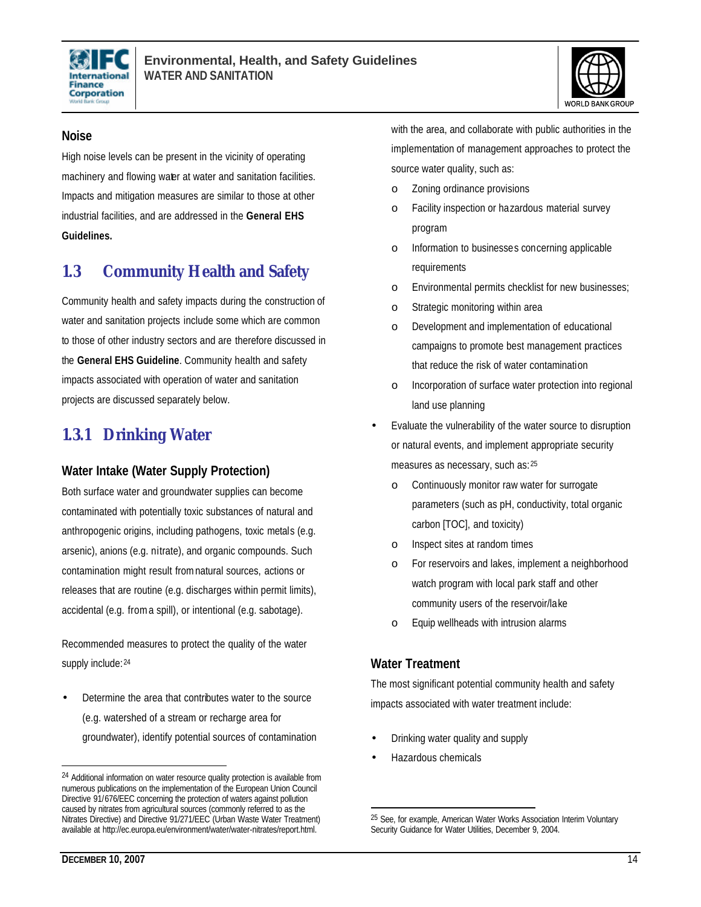### Noise

High noise levels can be present in the vicinity of operating machinery and flowing water at water and sanitation facilities. Impacts and mitigation measures are similar to those at other industrial facilities, and are addressed in the **General EHS Guidelines.**

## 1.3 Community Health and Safety

Community health and safety impacts during the construction of water and sanitation projects include some which are common to those of other industry sectors and are therefore discussed in the **General EHS Guideline**. Community health and safety impacts associated with operation of water and sanitation projects are discussed separately below.

## 1.3.1 Drinking Water

### Water Intake (Water Supply Protection)

Both surface water and groundwater supplies can become contaminated with potentially toxic substances of natural and anthropogenic origins, including pathogens, toxic metals (e.g. arsenic), anions (e.g. nitrate), and organic compounds. Such contamination might result from natural sources, actions or releases that are routine (e.g. discharges within permit limits), accidental (e.g. from a spill), or intentional (e.g. sabotage).

Recommended measures to protect the quality of the water supply include:[24]

- Determine the area that contributes water to the source (e.g. watershed of a stream or recharge area for groundwater), identify potential sources of contamination with the area, and collaborate with public authorities in the implementation of management approaches to protect the source water quality, such as:
  - o Zoning ordinance provisions
  - o Facility inspection or hazardous material survey program
  - o Information to businesses concerning applicable requirements
  - o Environmental permits checklist for new businesses;
  - o Strategic monitoring within area
  - o Development and implementation of educational campaigns to promote best management practices that reduce the risk of water contamination
  - o Incorporation of surface water protection into regional land use planning
- Evaluate the vulnerability of the water source to disruption or natural events, and implement appropriate security measures as necessary, such as:[25]
  - o Continuously monitor raw water for surrogate parameters (such as pH, conductivity, total organic carbon [TOC], and toxicity)
  - o Inspect sites at random times
  - o For reservoirs and lakes, implement a neighborhood watch program with local park staff and other community users of the reservoir/lake
  - o Equip wellheads with intrusion alarms

### Water Treatment

The most significant potential community health and safety impacts associated with water treatment include:

- Drinking water quality and supply
- Hazardous chemicals

---

[24] Additional information on water resource quality protection is available from numerous publications on the implementation of the European Union Council Directive 91/676/EEC concerning the protection of waters against pollution caused by nitrates from agricultural sources (commonly referred to as the Nitrates Directive) and Directive 91/271/EEC (Urban Waste Water Treatment) available at http://ec.europa.eu/environment/water/water-nitrates/report.html.

[25] See, for example, American Water Works Association Interim Voluntary Security Guidance for Water Utilities, December 9, 2004.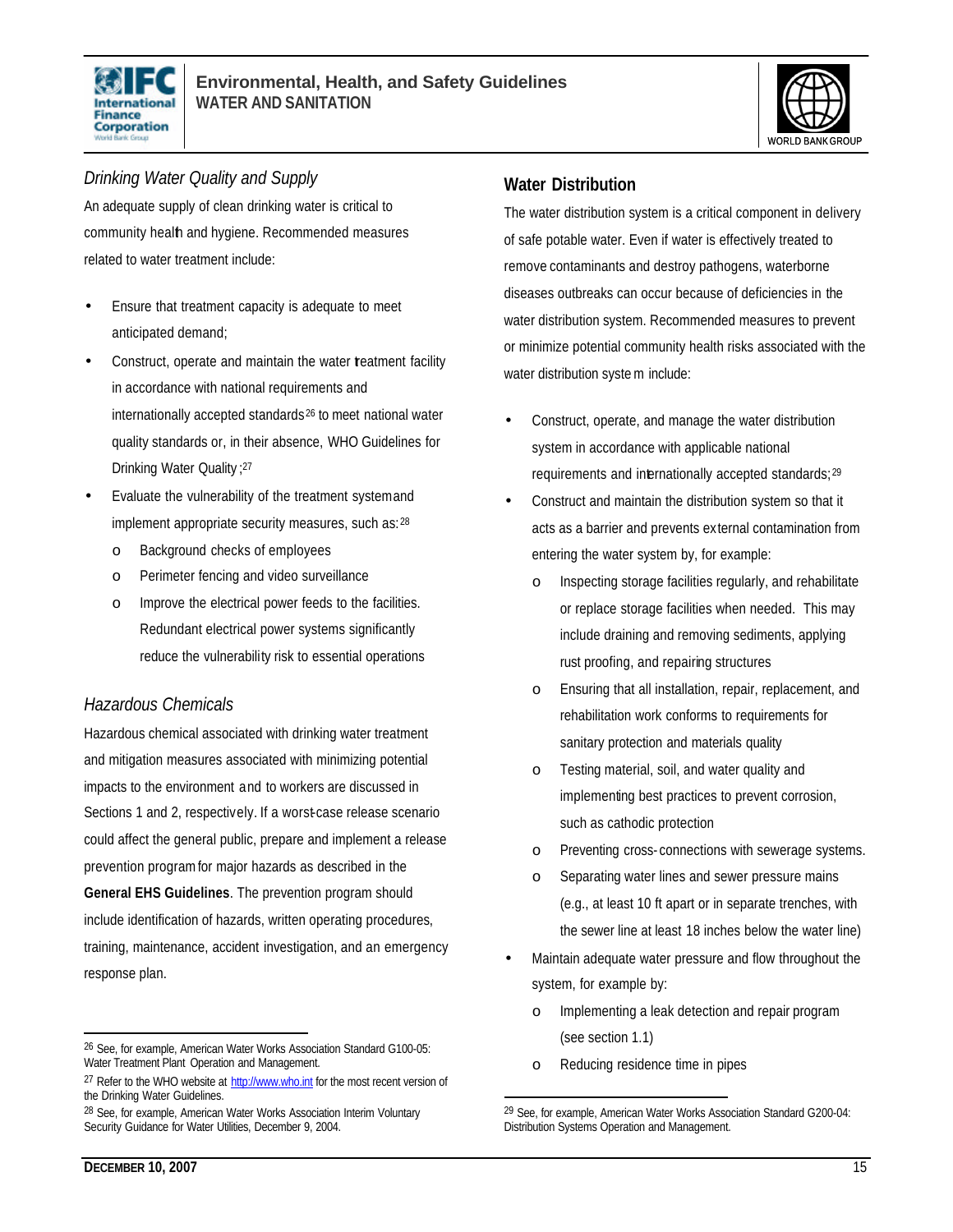### *Drinking Water Quality and Supply*

An adequate supply of clean drinking water is critical to community health and hygiene. Recommended measures related to water treatment include:

- Ensure that treatment capacity is adequate to meet anticipated demand;
- Construct, operate and maintain the water treatment facility in accordance with national requirements and internationally accepted standards[26] to meet national water quality standards or, in their absence, WHO Guidelines for Drinking Water Quality;[27]
- Evaluate the vulnerability of the treatment system and implement appropriate security measures, such as:[28]
  - Background checks of employees
  - Perimeter fencing and video surveillance
  - Improve the electrical power feeds to the facilities. Redundant electrical power systems significantly reduce the vulnerability risk to essential operations

### *Hazardous Chemicals*

Hazardous chemical associated with drinking water treatment and mitigation measures associated with minimizing potential impacts to the environment and to workers are discussed in Sections 1 and 2, respectively. If a worst-case release scenario could affect the general public, prepare and implement a release prevention program for major hazards as described in the **General EHS Guidelines**. The prevention program should include identification of hazards, written operating procedures, training, maintenance, accident investigation, and an emergency response plan.

## Water Distribution

The water distribution system is a critical component in delivery of safe potable water. Even if water is effectively treated to remove contaminants and destroy pathogens, waterborne diseases outbreaks can occur because of deficiencies in the water distribution system. Recommended measures to prevent or minimize potential community health risks associated with the water distribution system include:

- Construct, operate, and manage the water distribution system in accordance with applicable national requirements and internationally accepted standards;[29]
- Construct and maintain the distribution system so that it acts as a barrier and prevents external contamination from entering the water system by, for example:
  - Inspecting storage facilities regularly, and rehabilitate or replace storage facilities when needed. This may include draining and removing sediments, applying rust proofing, and repairing structures
  - Ensuring that all installation, repair, replacement, and rehabilitation work conforms to requirements for sanitary protection and materials quality
  - Testing material, soil, and water quality and implementing best practices to prevent corrosion, such as cathodic protection
  - Preventing cross-connections with sewerage systems.
  - Separating water lines and sewer pressure mains (e.g., at least 10 ft apart or in separate trenches, with the sewer line at least 18 inches below the water line)
- Maintain adequate water pressure and flow throughout the system, for example by:
  - Implementing a leak detection and repair program (see section 1.1)
  - Reducing residence time in pipes

---

[26] See, for example, American Water Works Association Standard G100-05: Water Treatment Plant Operation and Management.

[27] Refer to the WHO website at http://www.who.int for the most recent version of the Drinking Water Guidelines.

[28] See, for example, American Water Works Association Interim Voluntary Security Guidance for Water Utilities, December 9, 2004.

[29] See, for example, American Water Works Association Standard G200-04: Distribution Systems Operation and Management.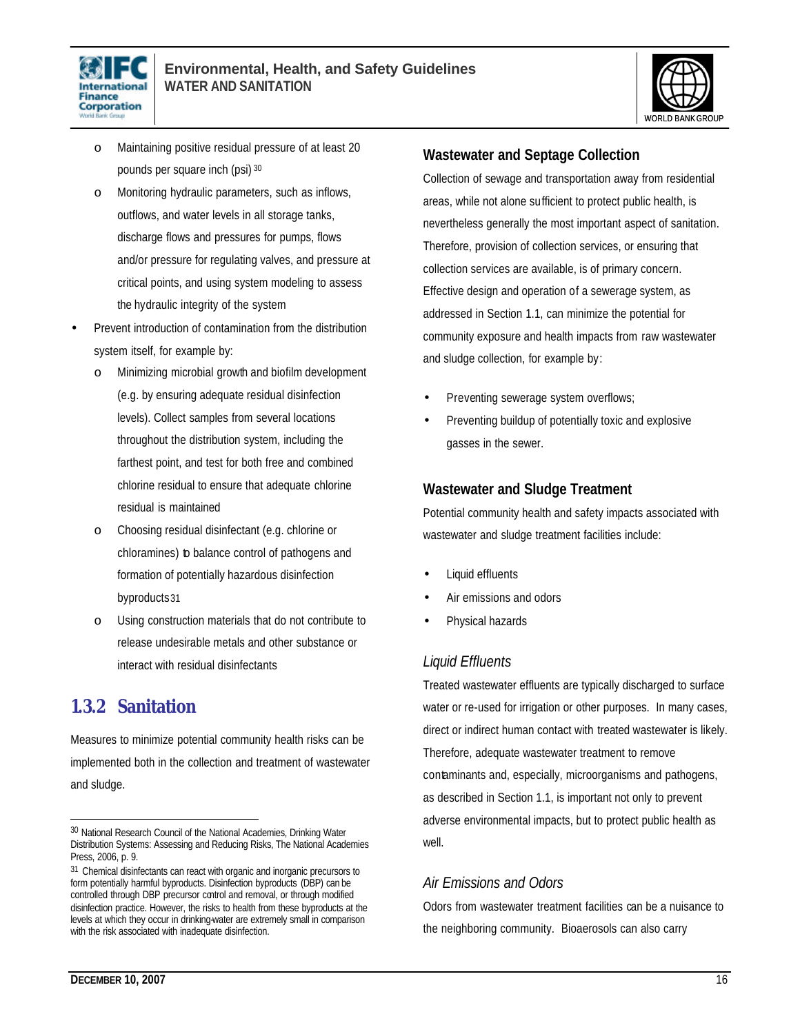- Maintaining positive residual pressure of at least 20 pounds per square inch (psi)[30]
  - Monitoring hydraulic parameters, such as inflows, outflows, and water levels in all storage tanks, discharge flows and pressures for pumps, flows and/or pressure for regulating valves, and pressure at critical points, and using system modeling to assess the hydraulic integrity of the system
- Prevent introduction of contamination from the distribution system itself, for example by:
  - Minimizing microbial growth and biofilm development (e.g. by ensuring adequate residual disinfection levels). Collect samples from several locations throughout the distribution system, including the farthest point, and test for both free and combined chlorine residual to ensure that adequate chlorine residual is maintained
  - Choosing residual disinfectant (e.g. chlorine or chloramines) to balance control of pathogens and formation of potentially hazardous disinfection byproducts[31]
  - Using construction materials that do not contribute to release undesirable metals and other substance or interact with residual disinfectants

## 1.3.2 Sanitation

Measures to minimize potential community health risks can be implemented both in the collection and treatment of wastewater and sludge.

### Wastewater and Septage Collection

Collection of sewage and transportation away from residential areas, while not alone sufficient to protect public health, is nevertheless generally the most important aspect of sanitation. Therefore, provision of collection services, or ensuring that collection services are available, is of primary concern. Effective design and operation of a sewerage system, as addressed in Section 1.1, can minimize the potential for community exposure and health impacts from raw wastewater and sludge collection, for example by:

- Preventing sewerage system overflows;
- Preventing buildup of potentially toxic and explosive gasses in the sewer.

### Wastewater and Sludge Treatment

Potential community health and safety impacts associated with wastewater and sludge treatment facilities include:

- Liquid effluents
- Air emissions and odors
- Physical hazards

*Liquid Effluents*

Treated wastewater effluents are typically discharged to surface water or re-used for irrigation or other purposes. In many cases, direct or indirect human contact with treated wastewater is likely. Therefore, adequate wastewater treatment to remove contaminants and, especially, microorganisms and pathogens, as described in Section 1.1, is important not only to prevent adverse environmental impacts, but to protect public health as well.

*Air Emissions and Odors*

Odors from wastewater treatment facilities can be a nuisance to the neighboring community. Bioaerosols can also carry

---

[30] National Research Council of the National Academies, Drinking Water Distribution Systems: Assessing and Reducing Risks, The National Academies Press, 2006, p. 9.

[31] Chemical disinfectants can react with organic and inorganic precursors to form potentially harmful byproducts. Disinfection byproducts (DBP) can be controlled through DBP precursor control and removal, or through modified disinfection practice. However, the risks to health from these byproducts at the levels at which they occur in drinking-water are extremely small in comparison with the risk associated with inadequate disinfection.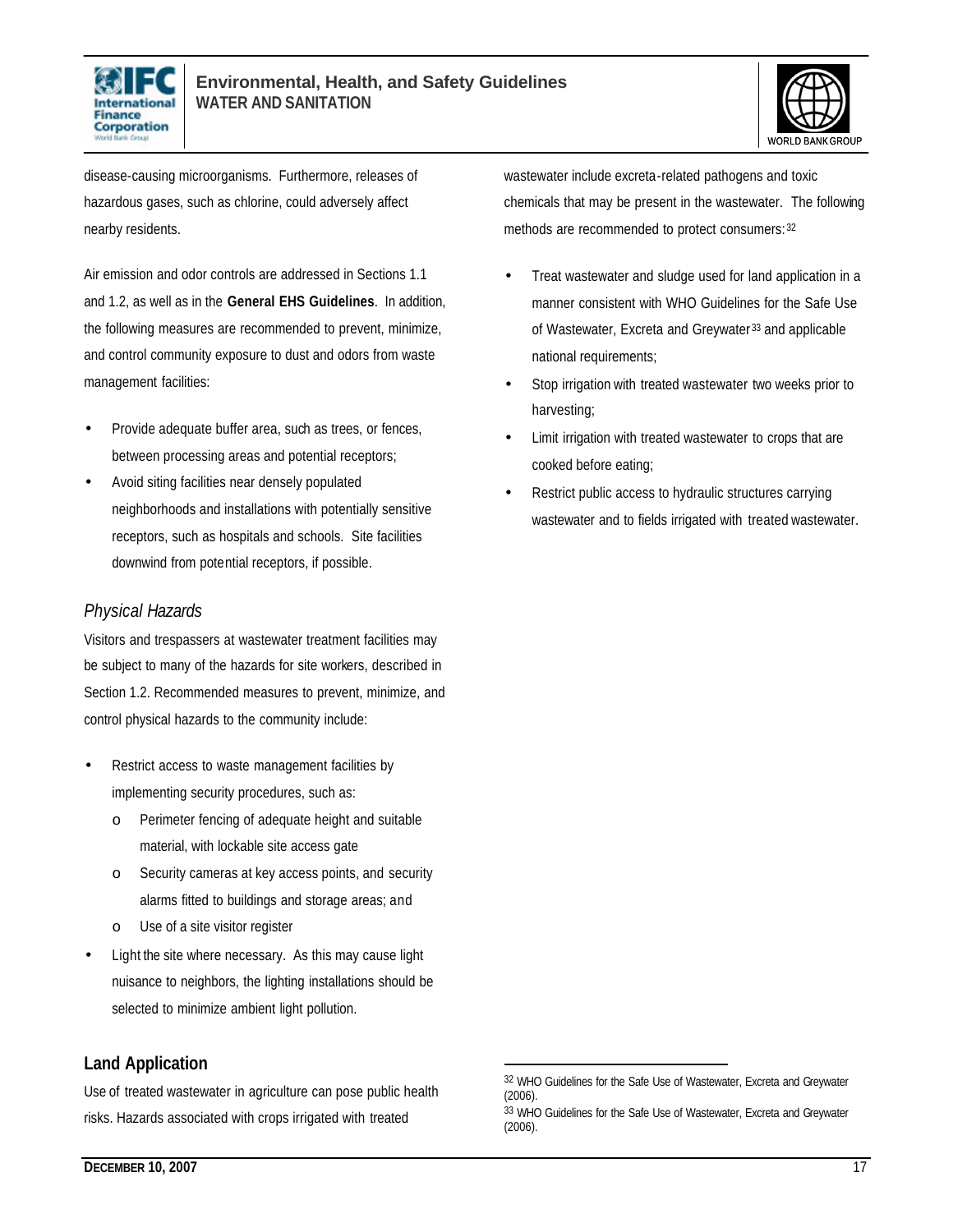disease-causing microorganisms. Furthermore, releases of hazardous gases, such as chlorine, could adversely affect nearby residents.

Air emission and odor controls are addressed in Sections 1.1 and 1.2, as well as in the **General EHS Guidelines**. In addition, the following measures are recommended to prevent, minimize, and control community exposure to dust and odors from waste management facilities:

- Provide adequate buffer area, such as trees, or fences, between processing areas and potential receptors;
- Avoid siting facilities near densely populated neighborhoods and installations with potentially sensitive receptors, such as hospitals and schools. Site facilities downwind from potential receptors, if possible.

*Physical Hazards*

Visitors and trespassers at wastewater treatment facilities may be subject to many of the hazards for site workers, described in Section 1.2. Recommended measures to prevent, minimize, and control physical hazards to the community include:

- Restrict access to waste management facilities by implementing security procedures, such as:
    - Perimeter fencing of adequate height and suitable material, with lockable site access gate
    - Security cameras at key access points, and security alarms fitted to buildings and storage areas; and
    - Use of a site visitor register
- Light the site where necessary. As this may cause light nuisance to neighbors, the lighting installations should be selected to minimize ambient light pollution.

### Land Application

Use of treated wastewater in agriculture can pose public health risks. Hazards associated with crops irrigated with treated wastewater include excreta-related pathogens and toxic chemicals that may be present in the wastewater. The following methods are recommended to protect consumers:[32]

- Treat wastewater and sludge used for land application in a manner consistent with WHO Guidelines for the Safe Use of Wastewater, Excreta and Greywater[33] and applicable national requirements;
- Stop irrigation with treated wastewater two weeks prior to harvesting;
- Limit irrigation with treated wastewater to crops that are cooked before eating;
- Restrict public access to hydraulic structures carrying wastewater and to fields irrigated with treated wastewater.

---

[32] WHO Guidelines for the Safe Use of Wastewater, Excreta and Greywater (2006).

[33] WHO Guidelines for the Safe Use of Wastewater, Excreta and Greywater (2006).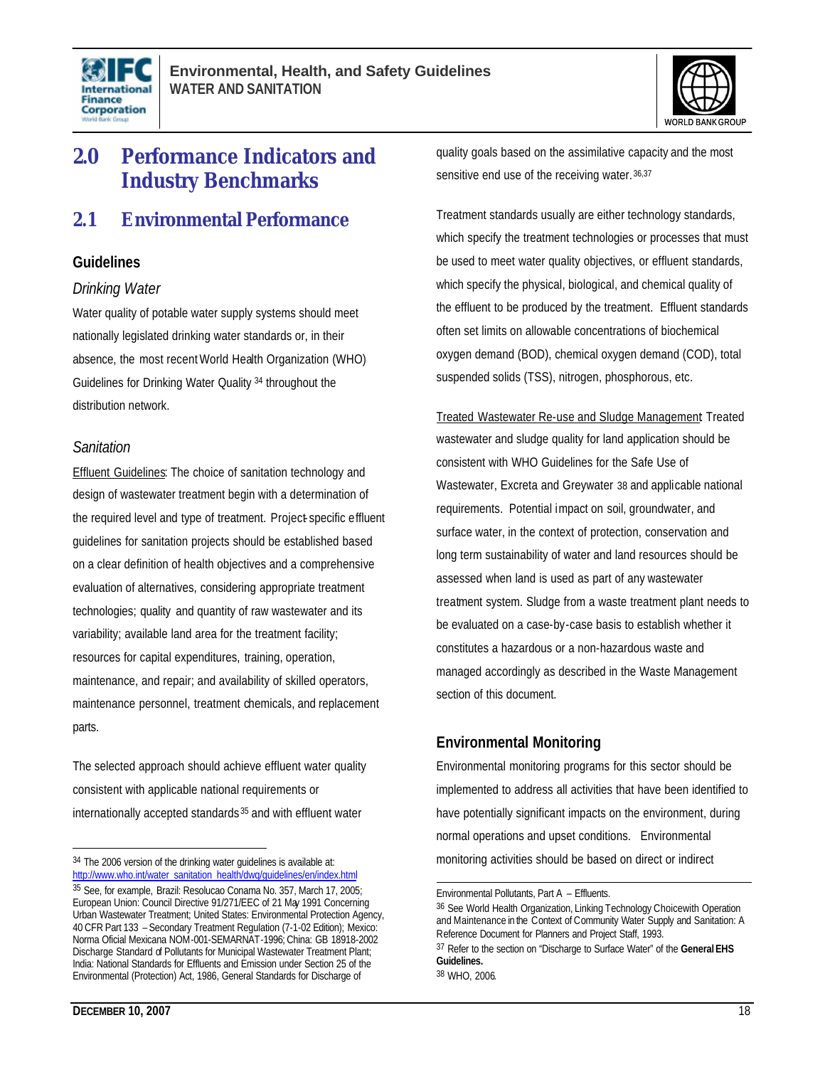# 2.0 Performance Indicators and Industry Benchmarks

## 2.1 Environmental Performance

### Guidelines

*Drinking Water*

Water quality of potable water supply systems should meet nationally legislated drinking water standards or, in their absence, the most recent World Health Organization (WHO) Guidelines for Drinking Water Quality [34] throughout the distribution network.

*Sanitation*

Effluent Guidelines: The choice of sanitation technology and design of wastewater treatment begin with a determination of the required level and type of treatment. Project-specific effluent guidelines for sanitation projects should be established based on a clear definition of health objectives and a comprehensive evaluation of alternatives, considering appropriate treatment technologies; quality and quantity of raw wastewater and its variability; available land area for the treatment facility; resources for capital expenditures, training, operation, maintenance, and repair; and availability of skilled operators, maintenance personnel, treatment chemicals, and replacement parts.

The selected approach should achieve effluent water quality consistent with applicable national requirements or internationally accepted standards [35] and with effluent water quality goals based on the assimilative capacity and the most sensitive end use of the receiving water. [36,37]

Treatment standards usually are either technology standards, which specify the treatment technologies or processes that must be used to meet water quality objectives, or effluent standards, which specify the physical, biological, and chemical quality of the effluent to be produced by the treatment. Effluent standards often set limits on allowable concentrations of biochemical oxygen demand (BOD), chemical oxygen demand (COD), total suspended solids (TSS), nitrogen, phosphorous, etc.

Treated Wastewater Re-use and Sludge Management: Treated wastewater and sludge quality for land application should be consistent with WHO Guidelines for the Safe Use of Wastewater, Excreta and Greywater [38] and applicable national requirements. Potential impact on soil, groundwater, and surface water, in the context of protection, conservation and long term sustainability of water and land resources should be assessed when land is used as part of any wastewater treatment system. Sludge from a waste treatment plant needs to be evaluated on a case-by-case basis to establish whether it constitutes a hazardous or a non-hazardous waste and managed accordingly as described in the Waste Management section of this document.

### Environmental Monitoring

Environmental monitoring programs for this sector should be implemented to address all activities that have been identified to have potentially significant impacts on the environment, during normal operations and upset conditions. Environmental monitoring activities should be based on direct or indirect

---

[34] The 2006 version of the drinking water guidelines is available at: http://www.who.int/water_sanitation_health/dwq/guidelines/en/index.html

[35] See, for example, Brazil: Resolucao Conama No. 357, March 17, 2005; European Union: Council Directive 91/271/EEC of 21 May 1991 Concerning Urban Wastewater Treatment; United States: Environmental Protection Agency, 40 CFR Part 133 – Secondary Treatment Regulation (7-1-02 Edition); Mexico: Norma Oficial Mexicana NOM-001-SEMARNAT-1996; China: GB 18918-2002 Discharge Standard of Pollutants for Municipal Wastewater Treatment Plant; India: National Standards for Effluents and Emission under Section 25 of the Environmental (Protection) Act, 1986, General Standards for Discharge of Environmental Pollutants, Part A – Effluents.

[36] See World Health Organization, Linking Technology Choice with Operation and Maintenance in the Context of Community Water Supply and Sanitation: A Reference Document for Planners and Project Staff, 1993.

[37] Refer to the section on "Discharge to Surface Water" of the **General EHS Guidelines.**

[38] WHO, 2006.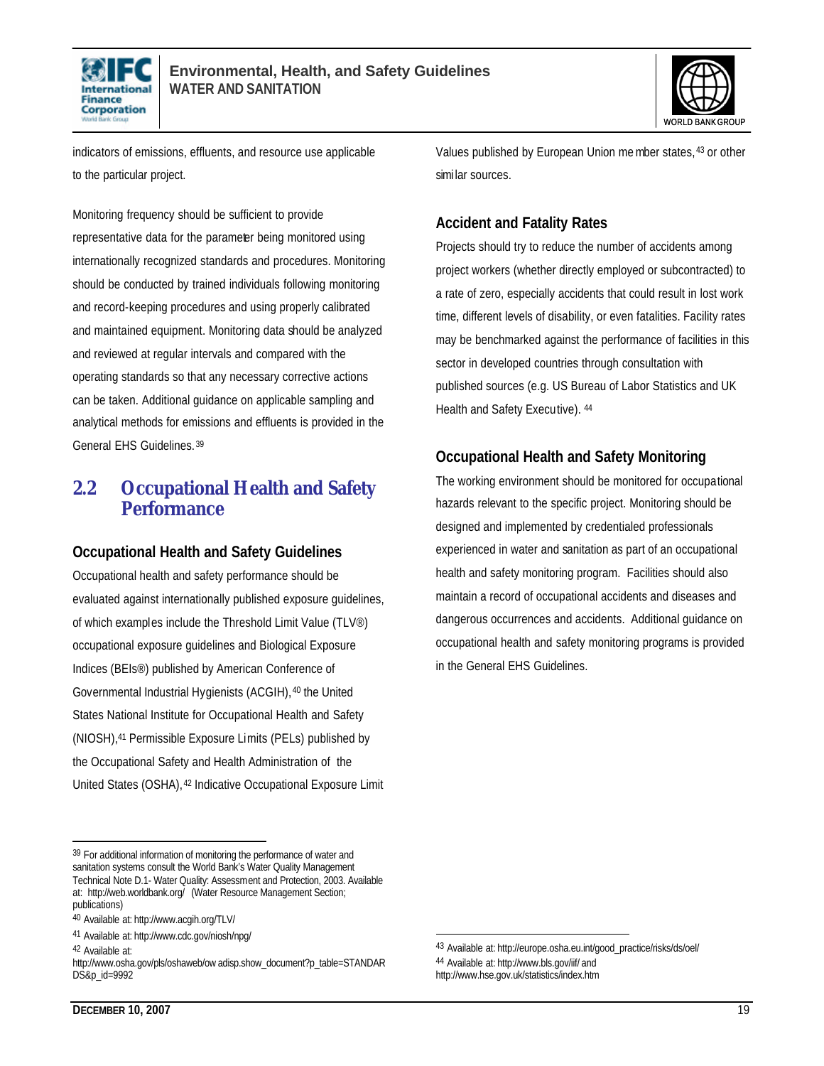indicators of emissions, effluents, and resource use applicable to the particular project.

Monitoring frequency should be sufficient to provide representative data for the parameter being monitored using internationally recognized standards and procedures. Monitoring should be conducted by trained individuals following monitoring and record-keeping procedures and using properly calibrated and maintained equipment. Monitoring data should be analyzed and reviewed at regular intervals and compared with the operating standards so that any necessary corrective actions can be taken. Additional guidance on applicable sampling and analytical methods for emissions and effluents is provided in the General EHS Guidelines.[39]

## 2.2 Occupational Health and Safety Performance

### Occupational Health and Safety Guidelines

Occupational health and safety performance should be evaluated against internationally published exposure guidelines, of which examples include the Threshold Limit Value (TLV®) occupational exposure guidelines and Biological Exposure Indices (BEIs®) published by American Conference of Governmental Industrial Hygienists (ACGIH),[40] the United States National Institute for Occupational Health and Safety (NIOSH),[41] Permissible Exposure Limits (PELs) published by the Occupational Safety and Health Administration of the United States (OSHA),[42] Indicative Occupational Exposure Limit Values published by European Union member states,[43] or other similar sources.

### Accident and Fatality Rates

Projects should try to reduce the number of accidents among project workers (whether directly employed or subcontracted) to a rate of zero, especially accidents that could result in lost work time, different levels of disability, or even fatalities. Facility rates may be benchmarked against the performance of facilities in this sector in developed countries through consultation with published sources (e.g. US Bureau of Labor Statistics and UK Health and Safety Executive).[44]

### Occupational Health and Safety Monitoring

The working environment should be monitored for occupational hazards relevant to the specific project. Monitoring should be designed and implemented by credentialed professionals experienced in water and sanitation as part of an occupational health and safety monitoring program. Facilities should also maintain a record of occupational accidents and diseases and dangerous occurrences and accidents. Additional guidance on occupational health and safety monitoring programs is provided in the General EHS Guidelines.

---

[39] For additional information of monitoring the performance of water and sanitation systems consult the World Bank's Water Quality Management Technical Note D.1- Water Quality: Assessment and Protection, 2003. Available at: http://web.worldbank.org/ (Water Resource Management Section; publications)

[40] Available at: http://www.acgih.org/TLV/

[41] Available at: http://www.cdc.gov/niosh/npg/

[42] Available at: http://www.osha.gov/pls/oshaweb/owadisp.show_document?p_table=STANDARDS&p_id=9992

[43] Available at: http://europe.osha.eu.int/good_practice/risks/ds/oel/

[44] Available at: http://www.bls.gov/iif/ and http://www.hse.gov.uk/statistics/index.htm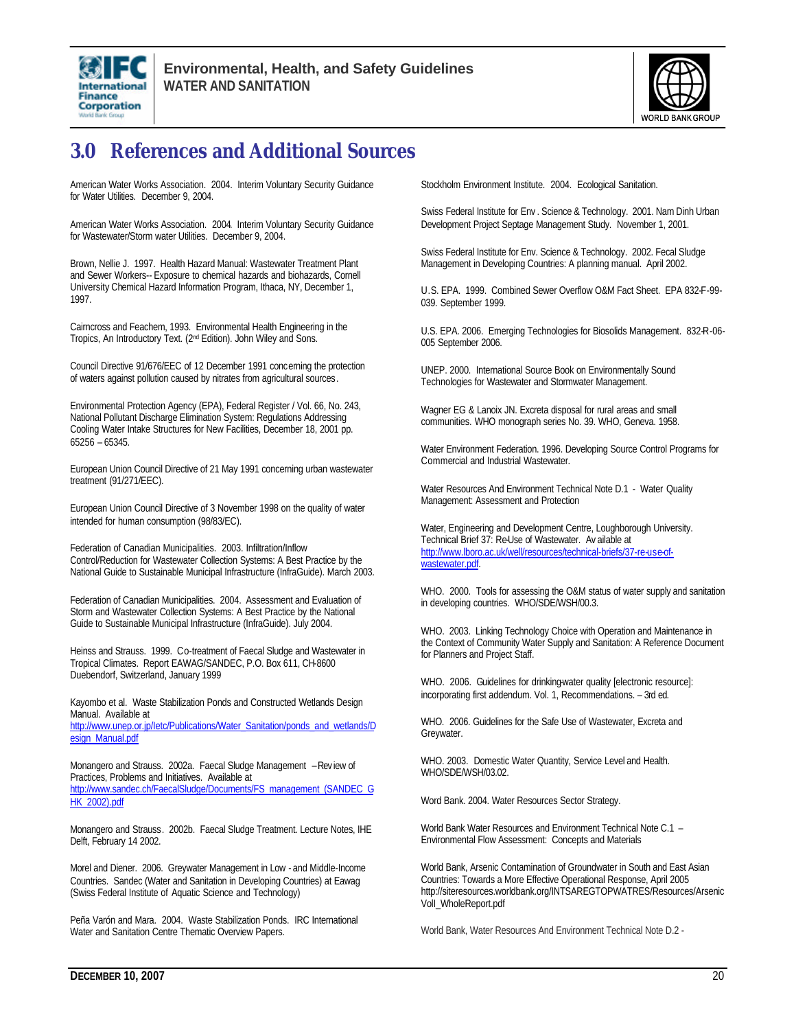# 3.0 References and Additional Sources

American Water Works Association. 2004. Interim Voluntary Security Guidance for Water Utilities. December 9, 2004.

American Water Works Association. 2004. Interim Voluntary Security Guidance for Wastewater/Storm water Utilities. December 9, 2004.

Brown, Nellie J. 1997. Health Hazard Manual: Wastewater Treatment Plant and Sewer Workers-- Exposure to chemical hazards and biohazards, Cornell University Chemical Hazard Information Program, Ithaca, NY, December 1, 1997.

Cairncross and Feachem, 1993. Environmental Health Engineering in the Tropics, An Introductory Text. (2nd Edition). John Wiley and Sons.

Council Directive 91/676/EEC of 12 December 1991 concerning the protection of waters against pollution caused by nitrates from agricultural sources.

Environmental Protection Agency (EPA), Federal Register / Vol. 66, No. 243, National Pollutant Discharge Elimination System: Regulations Addressing Cooling Water Intake Structures for New Facilities, December 18, 2001 pp. 65256 – 65345.

European Union Council Directive of 21 May 1991 concerning urban wastewater treatment (91/271/EEC).

European Union Council Directive of 3 November 1998 on the quality of water intended for human consumption (98/83/EC).

Federation of Canadian Municipalities. 2003. Infiltration/Inflow Control/Reduction for Wastewater Collection Systems: A Best Practice by the National Guide to Sustainable Municipal Infrastructure (InfraGuide). March 2003.

Federation of Canadian Municipalities. 2004. Assessment and Evaluation of Storm and Wastewater Collection Systems: A Best Practice by the National Guide to Sustainable Municipal Infrastructure (InfraGuide). July 2004.

Heinss and Strauss. 1999. Co-treatment of Faecal Sludge and Wastewater in Tropical Climates. Report EAWAG/SANDEC, P.O. Box 611, CH-8600 Duebendorf, Switzerland, January 1999

Kayombo et al. Waste Stabilization Ponds and Constructed Wetlands Design Manual. Available at http://www.unep.or.jp/Ietc/Publications/Water_Sanitation/ponds_and_wetlands/Design_Manual.pdf

Monangero and Strauss. 2002a. Faecal Sludge Management – Review of Practices, Problems and Initiatives. Available at http://www.sandec.ch/FaecalSludge/Documents/FS_management_(SANDEC_GHK_2002).pdf

Monangero and Strauss. 2002b. Faecal Sludge Treatment. Lecture Notes, IHE Delft, February 14 2002.

Morel and Diener. 2006. Greywater Management in Low - and Middle-Income Countries. Sandec (Water and Sanitation in Developing Countries) at Eawag (Swiss Federal Institute of Aquatic Science and Technology)

Peña Varón and Mara. 2004. Waste Stabilization Ponds. IRC International Water and Sanitation Centre Thematic Overview Papers.

Stockholm Environment Institute. 2004. Ecological Sanitation.

Swiss Federal Institute for Env. Science & Technology. 2001. Nam Dinh Urban Development Project Septage Management Study. November 1, 2001.

Swiss Federal Institute for Env. Science & Technology. 2002. Fecal Sludge Management in Developing Countries: A planning manual. April 2002.

U.S. EPA. 1999. Combined Sewer Overflow O&M Fact Sheet. EPA 832-F-99-039. September 1999.

U.S. EPA. 2006. Emerging Technologies for Biosolids Management. 832-R-06-005 September 2006.

UNEP. 2000. International Source Book on Environmentally Sound Technologies for Wastewater and Stormwater Management.

Wagner EG & Lanoix JN. Excreta disposal for rural areas and small communities. WHO monograph series No. 39. WHO, Geneva. 1958.

Water Environment Federation. 1996. Developing Source Control Programs for Commercial and Industrial Wastewater.

Water Resources And Environment Technical Note D.1 - Water Quality Management: Assessment and Protection

Water, Engineering and Development Centre, Loughborough University. Technical Brief 37: Re-Use of Wastewater. Available at http://www.lboro.ac.uk/well/resources/technical-briefs/37-re-use-of-wastewater.pdf.

WHO. 2000. Tools for assessing the O&M status of water supply and sanitation in developing countries. WHO/SDE/WSH/00.3.

WHO. 2003. Linking Technology Choice with Operation and Maintenance in the Context of Community Water Supply and Sanitation: A Reference Document for Planners and Project Staff.

WHO. 2006. Guidelines for drinking-water quality [electronic resource]: incorporating first addendum. Vol. 1, Recommendations. – 3rd ed.

WHO. 2006. Guidelines for the Safe Use of Wastewater, Excreta and Greywater.

WHO. 2003. Domestic Water Quantity, Service Level and Health. WHO/SDE/WSH/03.02.

Word Bank. 2004. Water Resources Sector Strategy.

World Bank Water Resources and Environment Technical Note C.1 – Environmental Flow Assessment: Concepts and Materials

World Bank, Arsenic Contamination of Groundwater in South and East Asian Countries: Towards a More Effective Operational Response, April 2005 http://siteresources.worldbank.org/INTSAREGTOPWATRES/Resources/ArsenicVolI_WholeReport.pdf

World Bank, Water Resources And Environment Technical Note D.2 -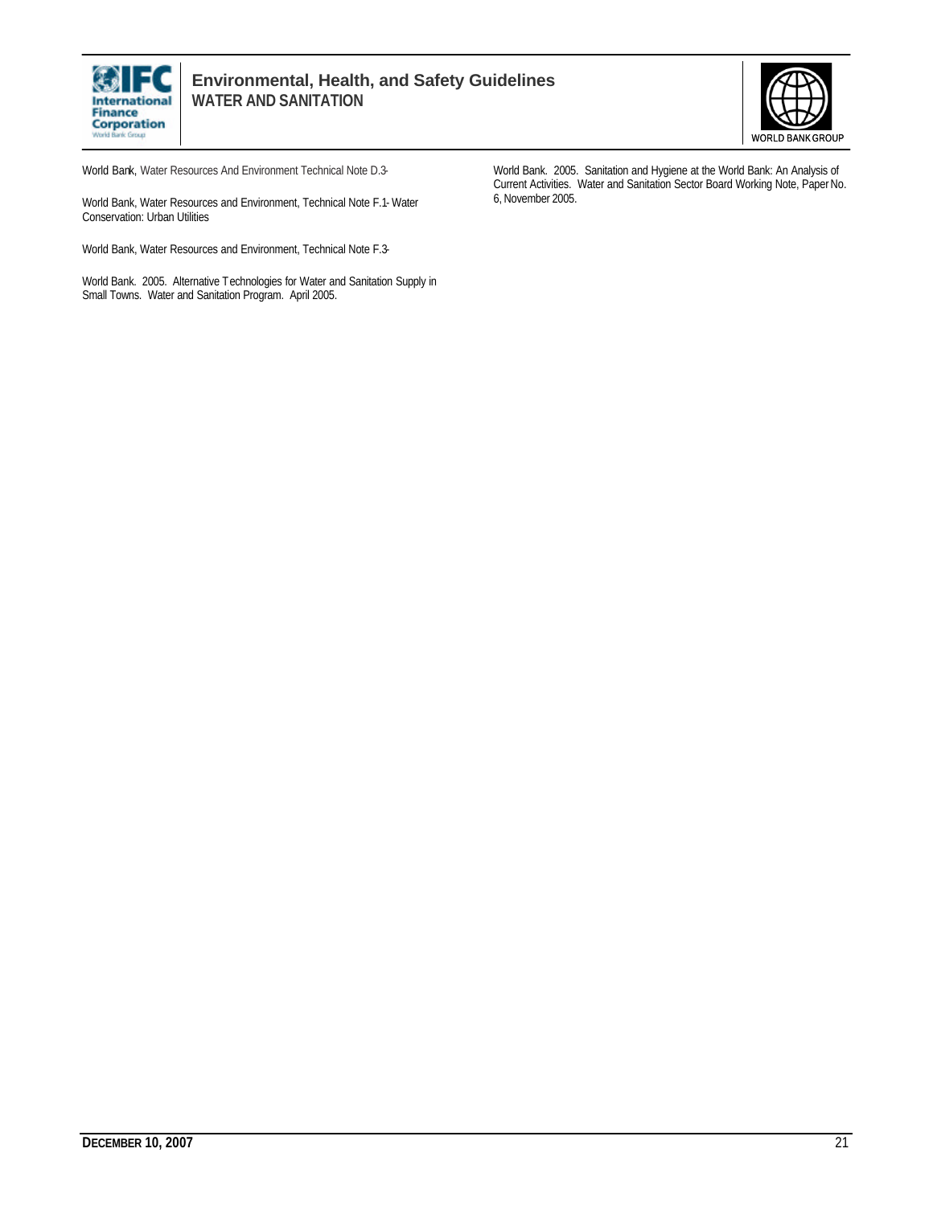World Bank, Water Resources And Environment Technical Note D.3-

World Bank, Water Resources and Environment, Technical Note F.1- Water Conservation: Urban Utilities

World Bank, Water Resources and Environment, Technical Note F.3-

World Bank. 2005. Alternative Technologies for Water and Sanitation Supply in Small Towns. Water and Sanitation Program. April 2005.

World Bank. 2005. Sanitation and Hygiene at the World Bank: An Analysis of Current Activities. Water and Sanitation Sector Board Working Note, Paper No. 6, November 2005.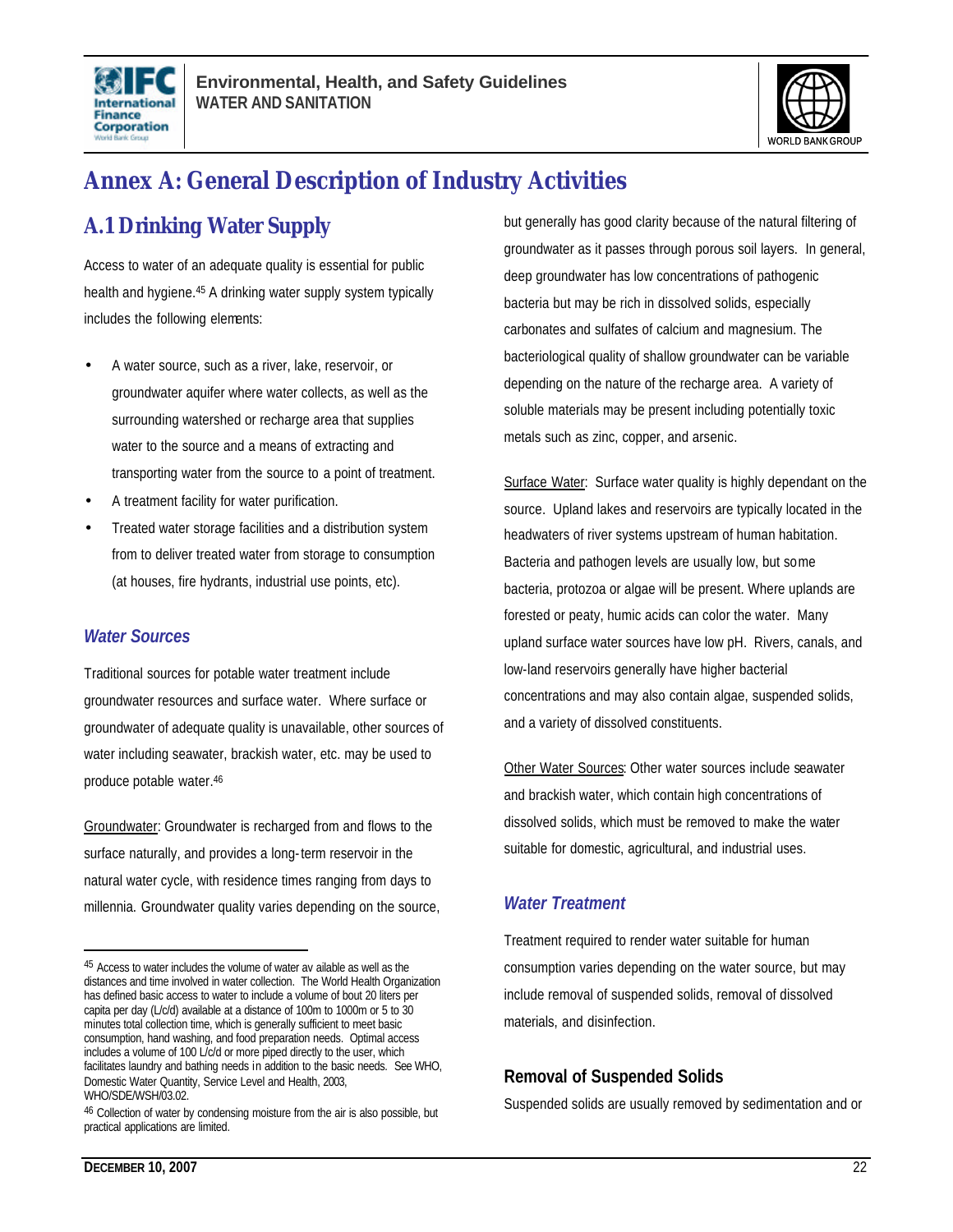# Annex A: General Description of Industry Activities

## A.1 Drinking Water Supply

Access to water of an adequate quality is essential for public health and hygiene.[45] A drinking water supply system typically includes the following elements:

- A water source, such as a river, lake, reservoir, or groundwater aquifer where water collects, as well as the surrounding watershed or recharge area that supplies water to the source and a means of extracting and transporting water from the source to a point of treatment.
- A treatment facility for water purification.
- Treated water storage facilities and a distribution system from to deliver treated water from storage to consumption (at houses, fire hydrants, industrial use points, etc).

### *Water Sources*

Traditional sources for potable water treatment include groundwater resources and surface water. Where surface or groundwater of adequate quality is unavailable, other sources of water including seawater, brackish water, etc. may be used to produce potable water.[46]

<u>Groundwater</u>: Groundwater is recharged from and flows to the surface naturally, and provides a long-term reservoir in the natural water cycle, with residence times ranging from days to millennia. Groundwater quality varies depending on the source, but generally has good clarity because of the natural filtering of groundwater as it passes through porous soil layers. In general, deep groundwater has low concentrations of pathogenic bacteria but may be rich in dissolved solids, especially carbonates and sulfates of calcium and magnesium. The bacteriological quality of shallow groundwater can be variable depending on the nature of the recharge area. A variety of soluble materials may be present including potentially toxic metals such as zinc, copper, and arsenic.

<u>Surface Water</u>: Surface water quality is highly dependant on the source. Upland lakes and reservoirs are typically located in the headwaters of river systems upstream of human habitation. Bacteria and pathogen levels are usually low, but some bacteria, protozoa or algae will be present. Where uplands are forested or peaty, humic acids can color the water. Many upland surface water sources have low pH. Rivers, canals, and low-land reservoirs generally have higher bacterial concentrations and may also contain algae, suspended solids, and a variety of dissolved constituents.

<u>Other Water Sources</u>: Other water sources include seawater and brackish water, which contain high concentrations of dissolved solids, which must be removed to make the water suitable for domestic, agricultural, and industrial uses.

### *Water Treatment*

Treatment required to render water suitable for human consumption varies depending on the water source, but may include removal of suspended solids, removal of dissolved materials, and disinfection.

#### Removal of Suspended Solids

Suspended solids are usually removed by sedimentation and or

---

[45] Access to water includes the volume of water av ailable as well as the distances and time involved in water collection. The World Health Organization has defined basic access to water to include a volume of bout 20 liters per capita per day (L/c/d) available at a distance of 100m to 1000m or 5 to 30 minutes total collection time, which is generally sufficient to meet basic consumption, hand washing, and food preparation needs. Optimal access includes a volume of 100 L/c/d or more piped directly to the user, which facilitates laundry and bathing needs in addition to the basic needs. See WHO, Domestic Water Quantity, Service Level and Health, 2003, WHO/SDE/WSH/03.02.

[46] Collection of water by condensing moisture from the air is also possible, but practical applications are limited.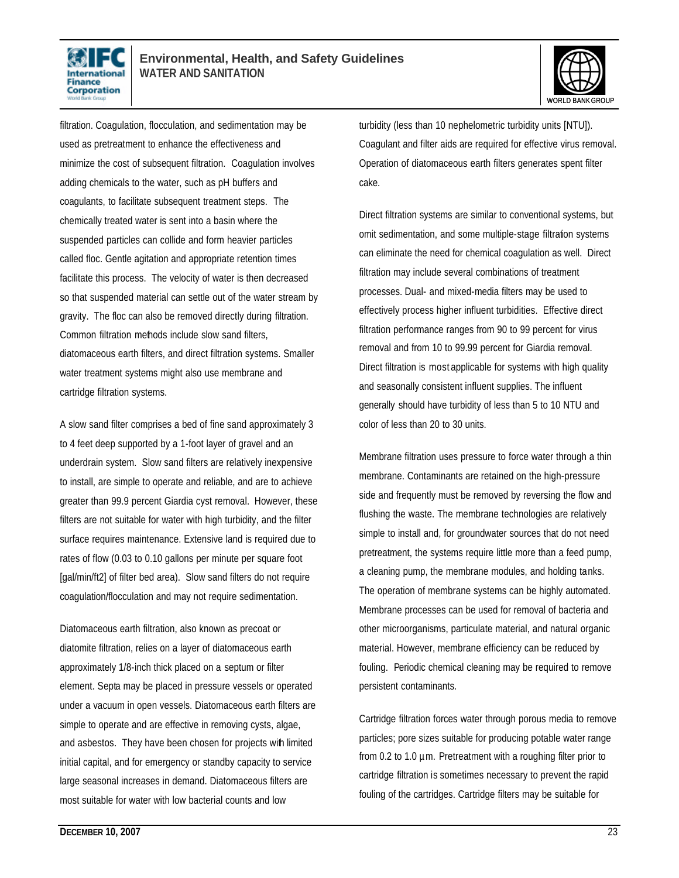filtration. Coagulation, flocculation, and sedimentation may be used as pretreatment to enhance the effectiveness and minimize the cost of subsequent filtration. Coagulation involves adding chemicals to the water, such as pH buffers and coagulants, to facilitate subsequent treatment steps. The chemically treated water is sent into a basin where the suspended particles can collide and form heavier particles called floc. Gentle agitation and appropriate retention times facilitate this process. The velocity of water is then decreased so that suspended material can settle out of the water stream by gravity. The floc can also be removed directly during filtration. Common filtration methods include slow sand filters, diatomaceous earth filters, and direct filtration systems. Smaller water treatment systems might also use membrane and cartridge filtration systems.

A slow sand filter comprises a bed of fine sand approximately 3 to 4 feet deep supported by a 1-foot layer of gravel and an underdrain system. Slow sand filters are relatively inexpensive to install, are simple to operate and reliable, and are to achieve greater than 99.9 percent Giardia cyst removal. However, these filters are not suitable for water with high turbidity, and the filter surface requires maintenance. Extensive land is required due to rates of flow (0.03 to 0.10 gallons per minute per square foot [gal/min/ft2] of filter bed area). Slow sand filters do not require coagulation/flocculation and may not require sedimentation.

Diatomaceous earth filtration, also known as precoat or diatomite filtration, relies on a layer of diatomaceous earth approximately 1/8-inch thick placed on a septum or filter element. Septa may be placed in pressure vessels or operated under a vacuum in open vessels. Diatomaceous earth filters are simple to operate and are effective in removing cysts, algae, and asbestos. They have been chosen for projects with limited initial capital, and for emergency or standby capacity to service large seasonal increases in demand. Diatomaceous filters are most suitable for water with low bacterial counts and low turbidity (less than 10 nephelometric turbidity units [NTU]). Coagulant and filter aids are required for effective virus removal. Operation of diatomaceous earth filters generates spent filter cake.

Direct filtration systems are similar to conventional systems, but omit sedimentation, and some multiple-stage filtration systems can eliminate the need for chemical coagulation as well. Direct filtration may include several combinations of treatment processes. Dual- and mixed-media filters may be used to effectively process higher influent turbidities. Effective direct filtration performance ranges from 90 to 99 percent for virus removal and from 10 to 99.99 percent for Giardia removal. Direct filtration is most applicable for systems with high quality and seasonally consistent influent supplies. The influent generally should have turbidity of less than 5 to 10 NTU and color of less than 20 to 30 units.

Membrane filtration uses pressure to force water through a thin membrane. Contaminants are retained on the high-pressure side and frequently must be removed by reversing the flow and flushing the waste. The membrane technologies are relatively simple to install and, for groundwater sources that do not need pretreatment, the systems require little more than a feed pump, a cleaning pump, the membrane modules, and holding tanks. The operation of membrane systems can be highly automated. Membrane processes can be used for removal of bacteria and other microorganisms, particulate material, and natural organic material. However, membrane efficiency can be reduced by fouling. Periodic chemical cleaning may be required to remove persistent contaminants.

Cartridge filtration forces water through porous media to remove particles; pore sizes suitable for producing potable water range from 0.2 to 1.0 µm. Pretreatment with a roughing filter prior to cartridge filtration is sometimes necessary to prevent the rapid fouling of the cartridges. Cartridge filters may be suitable for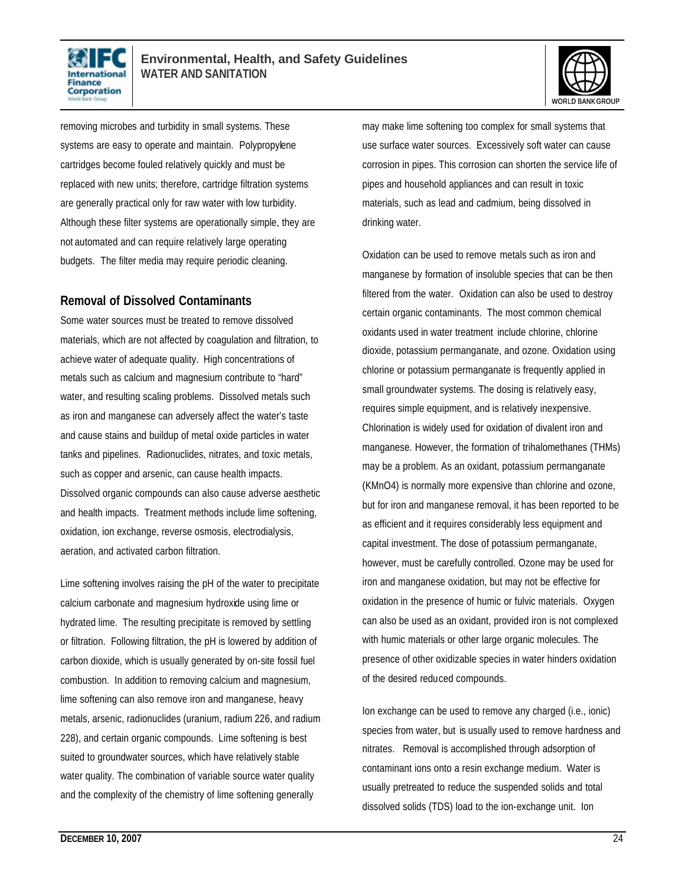removing microbes and turbidity in small systems. These systems are easy to operate and maintain. Polypropylene cartridges become fouled relatively quickly and must be replaced with new units; therefore, cartridge filtration systems are generally practical only for raw water with low turbidity. Although these filter systems are operationally simple, they are not automated and can require relatively large operating budgets. The filter media may require periodic cleaning.

## Removal of Dissolved Contaminants

Some water sources must be treated to remove dissolved materials, which are not affected by coagulation and filtration, to achieve water of adequate quality. High concentrations of metals such as calcium and magnesium contribute to "hard" water, and resulting scaling problems. Dissolved metals such as iron and manganese can adversely affect the water's taste and cause stains and buildup of metal oxide particles in water tanks and pipelines. Radionuclides, nitrates, and toxic metals, such as copper and arsenic, can cause health impacts. Dissolved organic compounds can also cause adverse aesthetic and health impacts. Treatment methods include lime softening, oxidation, ion exchange, reverse osmosis, electrodialysis, aeration, and activated carbon filtration.

Lime softening involves raising the pH of the water to precipitate calcium carbonate and magnesium hydroxide using lime or hydrated lime. The resulting precipitate is removed by settling or filtration. Following filtration, the pH is lowered by addition of carbon dioxide, which is usually generated by on-site fossil fuel combustion. In addition to removing calcium and magnesium, lime softening can also remove iron and manganese, heavy metals, arsenic, radionuclides (uranium, radium 226, and radium 228), and certain organic compounds. Lime softening is best suited to groundwater sources, which have relatively stable water quality. The combination of variable source water quality and the complexity of the chemistry of lime softening generally may make lime softening too complex for small systems that use surface water sources. Excessively soft water can cause corrosion in pipes. This corrosion can shorten the service life of pipes and household appliances and can result in toxic materials, such as lead and cadmium, being dissolved in drinking water.

Oxidation can be used to remove metals such as iron and manganese by formation of insoluble species that can be then filtered from the water. Oxidation can also be used to destroy certain organic contaminants. The most common chemical oxidants used in water treatment include chlorine, chlorine dioxide, potassium permanganate, and ozone. Oxidation using chlorine or potassium permanganate is frequently applied in small groundwater systems. The dosing is relatively easy, requires simple equipment, and is relatively inexpensive. Chlorination is widely used for oxidation of divalent iron and manganese. However, the formation of trihalomethanes (THMs) may be a problem. As an oxidant, potassium permanganate ($KMnO_4$) is normally more expensive than chlorine and ozone, but for iron and manganese removal, it has been reported to be as efficient and it requires considerably less equipment and capital investment. The dose of potassium permanganate, however, must be carefully controlled. Ozone may be used for iron and manganese oxidation, but may not be effective for oxidation in the presence of humic or fulvic materials. Oxygen can also be used as an oxidant, provided iron is not complexed with humic materials or other large organic molecules. The presence of other oxidizable species in water hinders oxidation of the desired reduced compounds.

Ion exchange can be used to remove any charged (i.e., ionic) species from water, but is usually used to remove hardness and nitrates. Removal is accomplished through adsorption of contaminant ions onto a resin exchange medium. Water is usually pretreated to reduce the suspended solids and total dissolved solids (TDS) load to the ion-exchange unit. Ion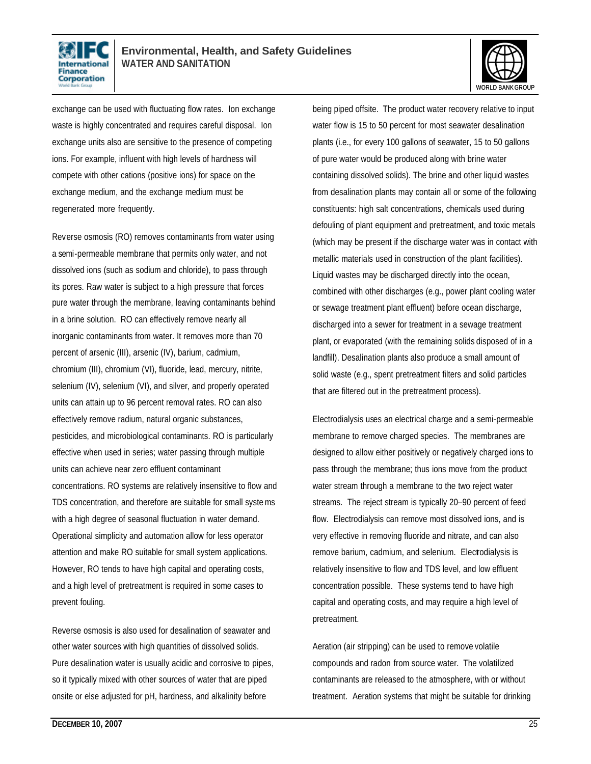exchange can be used with fluctuating flow rates. Ion exchange waste is highly concentrated and requires careful disposal. Ion exchange units also are sensitive to the presence of competing ions. For example, influent with high levels of hardness will compete with other cations (positive ions) for space on the exchange medium, and the exchange medium must be regenerated more frequently.

Reverse osmosis (RO) removes contaminants from water using a semi-permeable membrane that permits only water, and not dissolved ions (such as sodium and chloride), to pass through its pores. Raw water is subject to a high pressure that forces pure water through the membrane, leaving contaminants behind in a brine solution. RO can effectively remove nearly all inorganic contaminants from water. It removes more than 70 percent of arsenic (III), arsenic (IV), barium, cadmium, chromium (III), chromium (VI), fluoride, lead, mercury, nitrite, selenium (IV), selenium (VI), and silver, and properly operated units can attain up to 96 percent removal rates. RO can also effectively remove radium, natural organic substances, pesticides, and microbiological contaminants. RO is particularly effective when used in series; water passing through multiple units can achieve near zero effluent contaminant concentrations. RO systems are relatively insensitive to flow and TDS concentration, and therefore are suitable for small systems with a high degree of seasonal fluctuation in water demand. Operational simplicity and automation allow for less operator attention and make RO suitable for small system applications. However, RO tends to have high capital and operating costs, and a high level of pretreatment is required in some cases to prevent fouling.

Reverse osmosis is also used for desalination of seawater and other water sources with high quantities of dissolved solids. Pure desalination water is usually acidic and corrosive to pipes, so it typically mixed with other sources of water that are piped onsite or else adjusted for pH, hardness, and alkalinity before being piped offsite. The product water recovery relative to input water flow is 15 to 50 percent for most seawater desalination plants (i.e., for every 100 gallons of seawater, 15 to 50 gallons of pure water would be produced along with brine water containing dissolved solids). The brine and other liquid wastes from desalination plants may contain all or some of the following constituents: high salt concentrations, chemicals used during defouling of plant equipment and pretreatment, and toxic metals (which may be present if the discharge water was in contact with metallic materials used in construction of the plant facilities). Liquid wastes may be discharged directly into the ocean, combined with other discharges (e.g., power plant cooling water or sewage treatment plant effluent) before ocean discharge, discharged into a sewer for treatment in a sewage treatment plant, or evaporated (with the remaining solids disposed of in a landfill). Desalination plants also produce a small amount of solid waste (e.g., spent pretreatment filters and solid particles that are filtered out in the pretreatment process).

Electrodialysis uses an electrical charge and a semi-permeable membrane to remove charged species. The membranes are designed to allow either positively or negatively charged ions to pass through the membrane; thus ions move from the product water stream through a membrane to the two reject water streams. The reject stream is typically 20–90 percent of feed flow. Electrodialysis can remove most dissolved ions, and is very effective in removing fluoride and nitrate, and can also remove barium, cadmium, and selenium. Electrodialysis is relatively insensitive to flow and TDS level, and low effluent concentration possible. These systems tend to have high capital and operating costs, and may require a high level of pretreatment.

Aeration (air stripping) can be used to remove volatile compounds and radon from source water. The volatilized contaminants are released to the atmosphere, with or without treatment. Aeration systems that might be suitable for drinking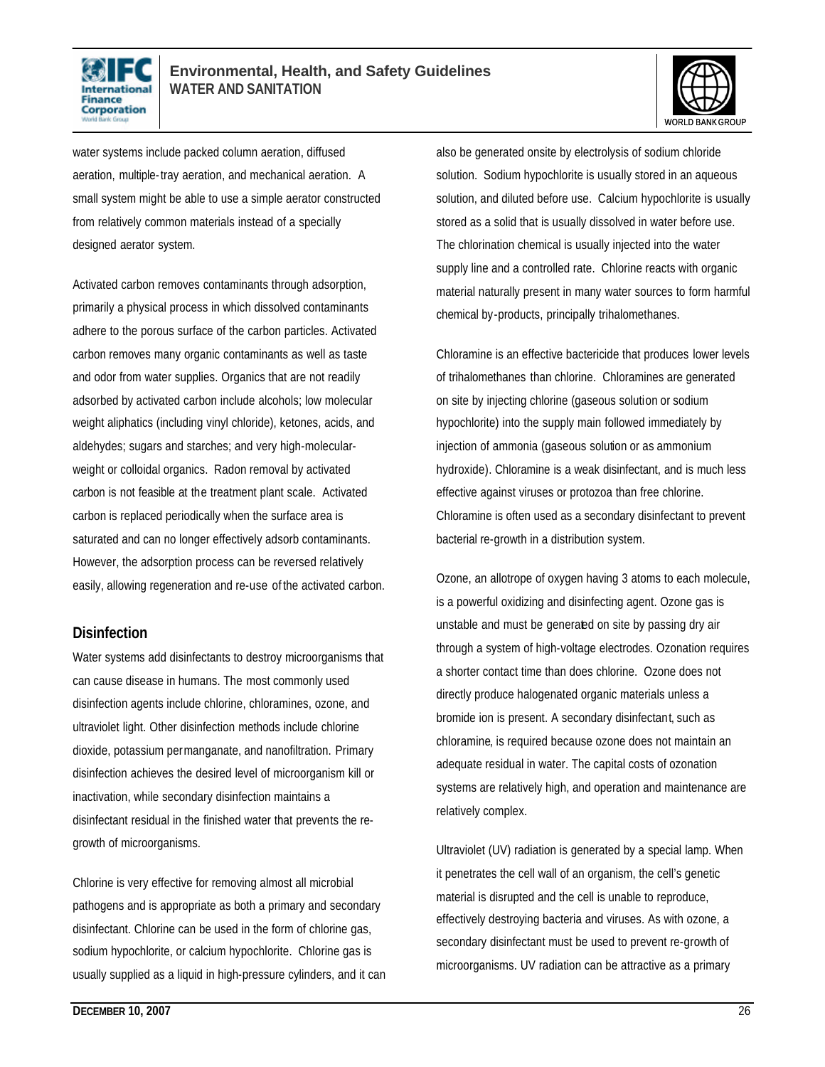water systems include packed column aeration, diffused aeration, multiple-tray aeration, and mechanical aeration. A small system might be able to use a simple aerator constructed from relatively common materials instead of a specially designed aerator system.

Activated carbon removes contaminants through adsorption, primarily a physical process in which dissolved contaminants adhere to the porous surface of the carbon particles. Activated carbon removes many organic contaminants as well as taste and odor from water supplies. Organics that are not readily adsorbed by activated carbon include alcohols; low molecular weight aliphatics (including vinyl chloride), ketones, acids, and aldehydes; sugars and starches; and very high-molecular-weight or colloidal organics. Radon removal by activated carbon is not feasible at the treatment plant scale. Activated carbon is replaced periodically when the surface area is saturated and can no longer effectively adsorb contaminants. However, the adsorption process can be reversed relatively easily, allowing regeneration and re-use of the activated carbon.

## Disinfection

Water systems add disinfectants to destroy microorganisms that can cause disease in humans. The most commonly used disinfection agents include chlorine, chloramines, ozone, and ultraviolet light. Other disinfection methods include chlorine dioxide, potassium permanganate, and nanofiltration. Primary disinfection achieves the desired level of microorganism kill or inactivation, while secondary disinfection maintains a disinfectant residual in the finished water that prevents the re-growth of microorganisms.

Chlorine is very effective for removing almost all microbial pathogens and is appropriate as both a primary and secondary disinfectant. Chlorine can be used in the form of chlorine gas, sodium hypochlorite, or calcium hypochlorite. Chlorine gas is usually supplied as a liquid in high-pressure cylinders, and it can also be generated onsite by electrolysis of sodium chloride solution. Sodium hypochlorite is usually stored in an aqueous solution, and diluted before use. Calcium hypochlorite is usually stored as a solid that is usually dissolved in water before use. The chlorination chemical is usually injected into the water supply line and a controlled rate. Chlorine reacts with organic material naturally present in many water sources to form harmful chemical by-products, principally trihalomethanes.

Chloramine is an effective bactericide that produces lower levels of trihalomethanes than chlorine. Chloramines are generated on site by injecting chlorine (gaseous solution or sodium hypochlorite) into the supply main followed immediately by injection of ammonia (gaseous solution or as ammonium hydroxide). Chloramine is a weak disinfectant, and is much less effective against viruses or protozoa than free chlorine. Chloramine is often used as a secondary disinfectant to prevent bacterial re-growth in a distribution system.

Ozone, an allotrope of oxygen having 3 atoms to each molecule, is a powerful oxidizing and disinfecting agent. Ozone gas is unstable and must be generated on site by passing dry air through a system of high-voltage electrodes. Ozonation requires a shorter contact time than does chlorine. Ozone does not directly produce halogenated organic materials unless a bromide ion is present. A secondary disinfectant, such as chloramine, is required because ozone does not maintain an adequate residual in water. The capital costs of ozonation systems are relatively high, and operation and maintenance are relatively complex.

Ultraviolet (UV) radiation is generated by a special lamp. When it penetrates the cell wall of an organism, the cell's genetic material is disrupted and the cell is unable to reproduce, effectively destroying bacteria and viruses. As with ozone, a secondary disinfectant must be used to prevent re-growth of microorganisms. UV radiation can be attractive as a primary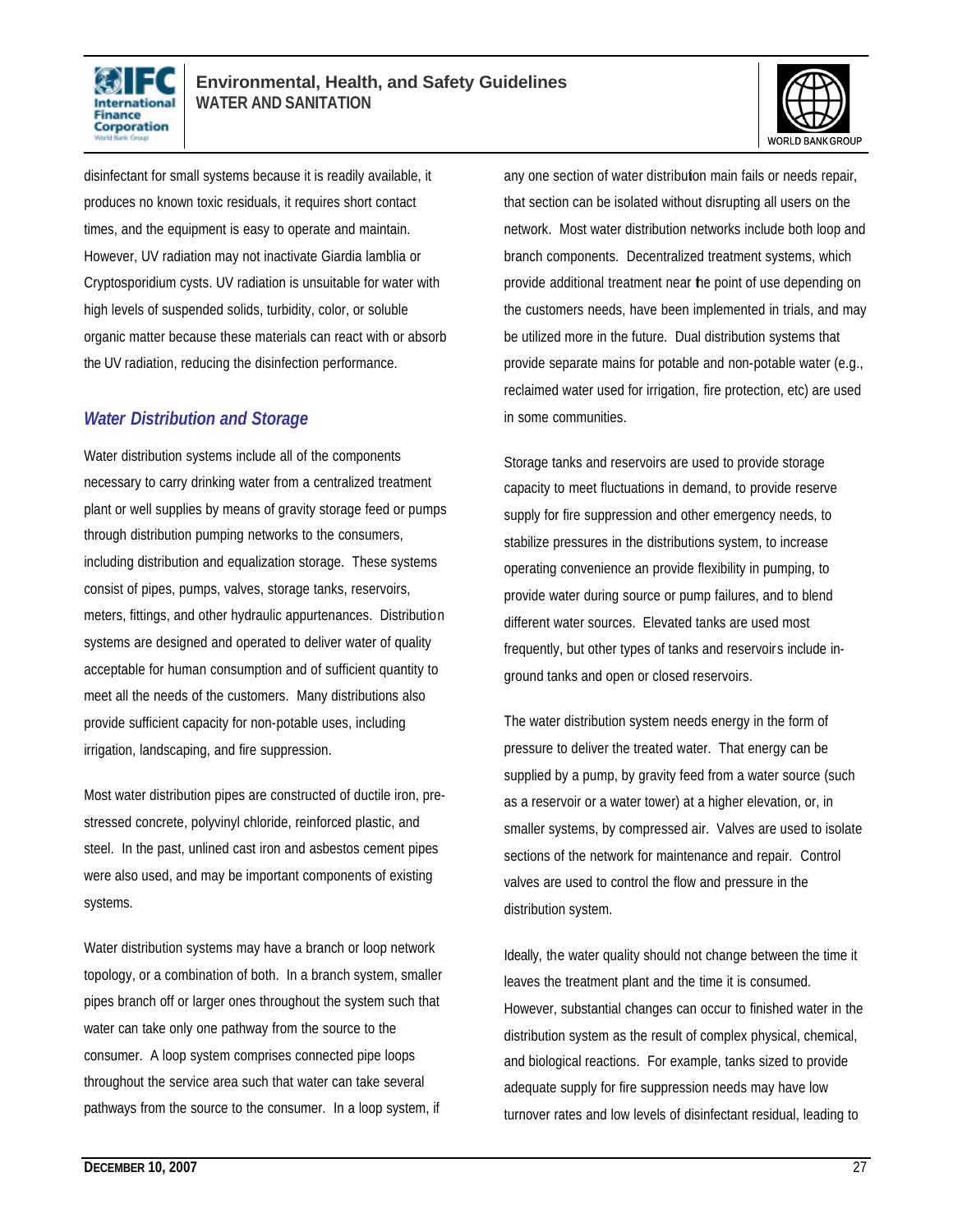disinfectant for small systems because it is readily available, it produces no known toxic residuals, it requires short contact times, and the equipment is easy to operate and maintain. However, UV radiation may not inactivate Giardia lamblia or Cryptosporidium cysts. UV radiation is unsuitable for water with high levels of suspended solids, turbidity, color, or soluble organic matter because these materials can react with or absorb the UV radiation, reducing the disinfection performance.

### *Water Distribution and Storage*

Water distribution systems include all of the components necessary to carry drinking water from a centralized treatment plant or well supplies by means of gravity storage feed or pumps through distribution pumping networks to the consumers, including distribution and equalization storage. These systems consist of pipes, pumps, valves, storage tanks, reservoirs, meters, fittings, and other hydraulic appurtenances. Distribution systems are designed and operated to deliver water of quality acceptable for human consumption and of sufficient quantity to meet all the needs of the customers. Many distributions also provide sufficient capacity for non-potable uses, including irrigation, landscaping, and fire suppression.

Most water distribution pipes are constructed of ductile iron, pre-stressed concrete, polyvinyl chloride, reinforced plastic, and steel. In the past, unlined cast iron and asbestos cement pipes were also used, and may be important components of existing systems.

Water distribution systems may have a branch or loop network topology, or a combination of both. In a branch system, smaller pipes branch off or larger ones throughout the system such that water can take only one pathway from the source to the consumer. A loop system comprises connected pipe loops throughout the service area such that water can take several pathways from the source to the consumer. In a loop system, if any one section of water distribution main fails or needs repair, that section can be isolated without disrupting all users on the network. Most water distribution networks include both loop and branch components. Decentralized treatment systems, which provide additional treatment near the point of use depending on the customers needs, have been implemented in trials, and may be utilized more in the future. Dual distribution systems that provide separate mains for potable and non-potable water (e.g., reclaimed water used for irrigation, fire protection, etc) are used in some communities.

Storage tanks and reservoirs are used to provide storage capacity to meet fluctuations in demand, to provide reserve supply for fire suppression and other emergency needs, to stabilize pressures in the distributions system, to increase operating convenience an provide flexibility in pumping, to provide water during source or pump failures, and to blend different water sources. Elevated tanks are used most frequently, but other types of tanks and reservoirs include in-ground tanks and open or closed reservoirs.

The water distribution system needs energy in the form of pressure to deliver the treated water. That energy can be supplied by a pump, by gravity feed from a water source (such as a reservoir or a water tower) at a higher elevation, or, in smaller systems, by compressed air. Valves are used to isolate sections of the network for maintenance and repair. Control valves are used to control the flow and pressure in the distribution system.

Ideally, the water quality should not change between the time it leaves the treatment plant and the time it is consumed. However, substantial changes can occur to finished water in the distribution system as the result of complex physical, chemical, and biological reactions. For example, tanks sized to provide adequate supply for fire suppression needs may have low turnover rates and low levels of disinfectant residual, leading to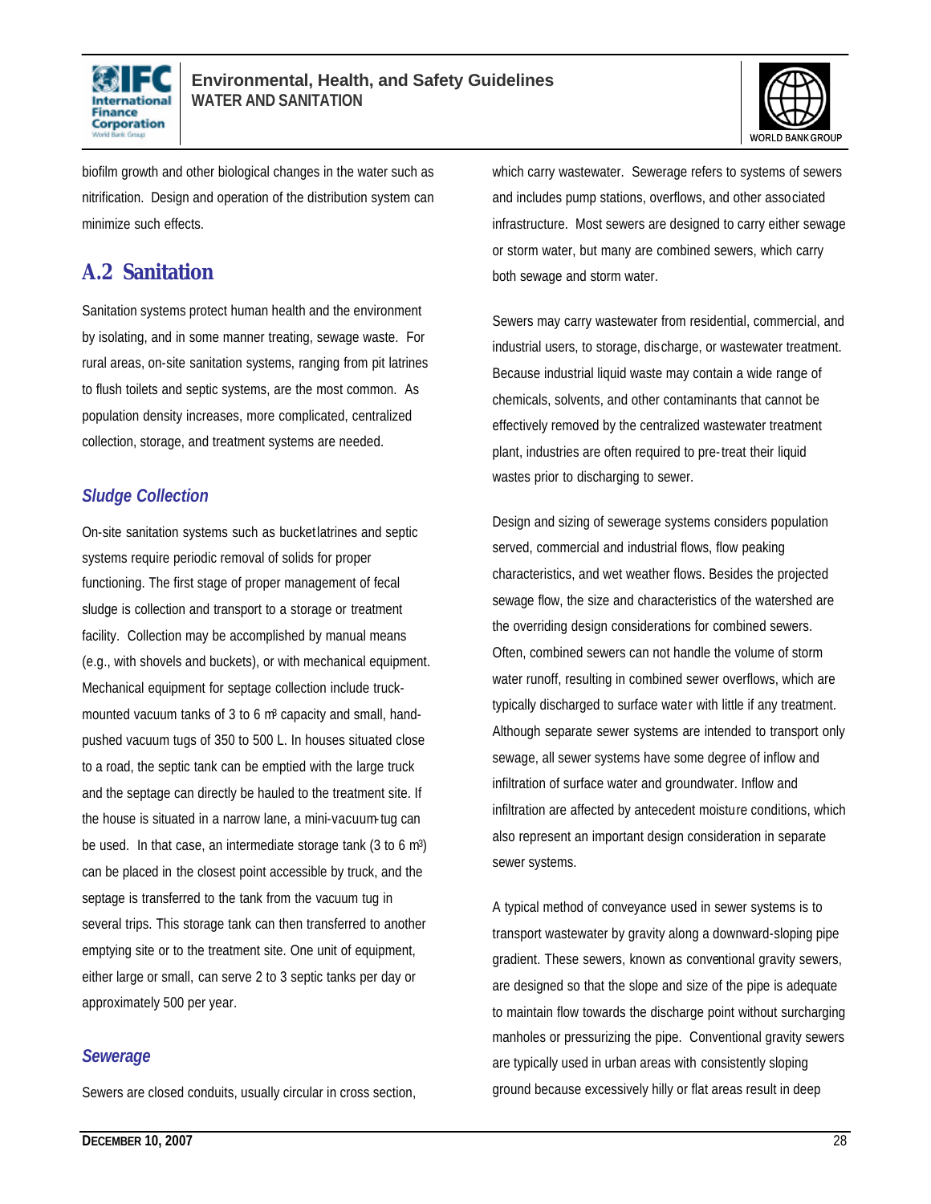biofilm growth and other biological changes in the water such as nitrification. Design and operation of the distribution system can minimize such effects.

## A.2 Sanitation

Sanitation systems protect human health and the environment by isolating, and in some manner treating, sewage waste. For rural areas, on-site sanitation systems, ranging from pit latrines to flush toilets and septic systems, are the most common. As population density increases, more complicated, centralized collection, storage, and treatment systems are needed.

### *Sludge Collection*

On-site sanitation systems such as bucket latrines and septic systems require periodic removal of solids for proper functioning. The first stage of proper management of fecal sludge is collection and transport to a storage or treatment facility. Collection may be accomplished by manual means (e.g., with shovels and buckets), or with mechanical equipment. Mechanical equipment for septage collection include truck-mounted vacuum tanks of 3 to 6 $m^3$ capacity and small, hand-pushed vacuum tugs of 350 to 500 L. In houses situated close to a road, the septic tank can be emptied with the large truck and the septage can directly be hauled to the treatment site. If the house is situated in a narrow lane, a mini-vacuum-tug can be used. In that case, an intermediate storage tank (3 to 6 $m^3$) can be placed in the closest point accessible by truck, and the septage is transferred to the tank from the vacuum tug in several trips. This storage tank can then transferred to another emptying site or to the treatment site. One unit of equipment, either large or small, can serve 2 to 3 septic tanks per day or approximately 500 per year.

### *Sewerage*

Sewers are closed conduits, usually circular in cross section, which carry wastewater. Sewerage refers to systems of sewers and includes pump stations, overflows, and other associated infrastructure. Most sewers are designed to carry either sewage or storm water, but many are combined sewers, which carry both sewage and storm water.

Sewers may carry wastewater from residential, commercial, and industrial users, to storage, discharge, or wastewater treatment. Because industrial liquid waste may contain a wide range of chemicals, solvents, and other contaminants that cannot be effectively removed by the centralized wastewater treatment plant, industries are often required to pre-treat their liquid wastes prior to discharging to sewer.

Design and sizing of sewerage systems considers population served, commercial and industrial flows, flow peaking characteristics, and wet weather flows. Besides the projected sewage flow, the size and characteristics of the watershed are the overriding design considerations for combined sewers. Often, combined sewers can not handle the volume of storm water runoff, resulting in combined sewer overflows, which are typically discharged to surface water with little if any treatment. Although separate sewer systems are intended to transport only sewage, all sewer systems have some degree of inflow and infiltration of surface water and groundwater. Inflow and infiltration are affected by antecedent moisture conditions, which also represent an important design consideration in separate sewer systems.

A typical method of conveyance used in sewer systems is to transport wastewater by gravity along a downward-sloping pipe gradient. These sewers, known as conventional gravity sewers, are designed so that the slope and size of the pipe is adequate to maintain flow towards the discharge point without surcharging manholes or pressurizing the pipe. Conventional gravity sewers are typically used in urban areas with consistently sloping ground because excessively hilly or flat areas result in deep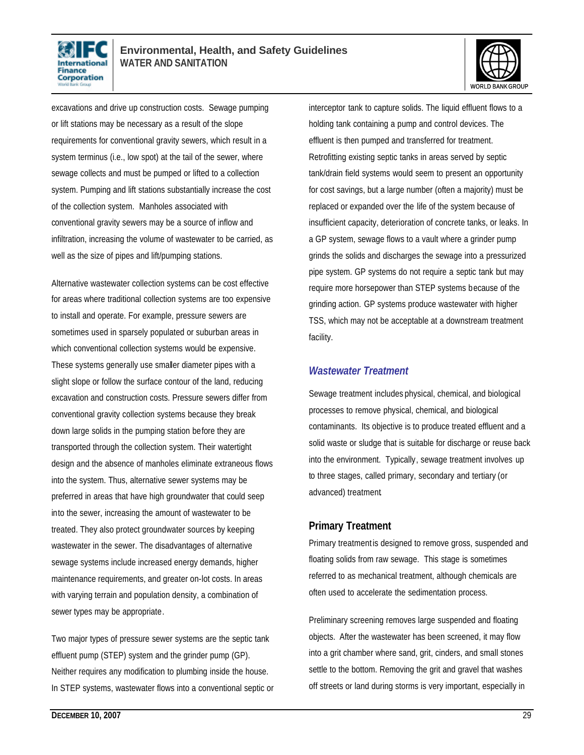excavations and drive up construction costs. Sewage pumping or lift stations may be necessary as a result of the slope requirements for conventional gravity sewers, which result in a system terminus (i.e., low spot) at the tail of the sewer, where sewage collects and must be pumped or lifted to a collection system. Pumping and lift stations substantially increase the cost of the collection system. Manholes associated with conventional gravity sewers may be a source of inflow and infiltration, increasing the volume of wastewater to be carried, as well as the size of pipes and lift/pumping stations.

Alternative wastewater collection systems can be cost effective for areas where traditional collection systems are too expensive to install and operate. For example, pressure sewers are sometimes used in sparsely populated or suburban areas in which conventional collection systems would be expensive. These systems generally use smaller diameter pipes with a slight slope or follow the surface contour of the land, reducing excavation and construction costs. Pressure sewers differ from conventional gravity collection systems because they break down large solids in the pumping station before they are transported through the collection system. Their watertight design and the absence of manholes eliminate extraneous flows into the system. Thus, alternative sewer systems may be preferred in areas that have high groundwater that could seep into the sewer, increasing the amount of wastewater to be treated. They also protect groundwater sources by keeping wastewater in the sewer. The disadvantages of alternative sewage systems include increased energy demands, higher maintenance requirements, and greater on-lot costs. In areas with varying terrain and population density, a combination of sewer types may be appropriate.

Two major types of pressure sewer systems are the septic tank effluent pump (STEP) system and the grinder pump (GP). Neither requires any modification to plumbing inside the house. In STEP systems, wastewater flows into a conventional septic or interceptor tank to capture solids. The liquid effluent flows to a holding tank containing a pump and control devices. The effluent is then pumped and transferred for treatment. Retrofitting existing septic tanks in areas served by septic tank/drain field systems would seem to present an opportunity for cost savings, but a large number (often a majority) must be replaced or expanded over the life of the system because of insufficient capacity, deterioration of concrete tanks, or leaks. In a GP system, sewage flows to a vault where a grinder pump grinds the solids and discharges the sewage into a pressurized pipe system. GP systems do not require a septic tank but may require more horsepower than STEP systems because of the grinding action. GP systems produce wastewater with higher TSS, which may not be acceptable at a downstream treatment facility.

## *Wastewater Treatment*

Sewage treatment includes physical, chemical, and biological processes to remove physical, chemical, and biological contaminants. Its objective is to produce treated effluent and a solid waste or sludge that is suitable for discharge or reuse back into the environment. Typically, sewage treatment involves up to three stages, called primary, secondary and tertiary (or advanced) treatment

### Primary Treatment

Primary treatment is designed to remove gross, suspended and floating solids from raw sewage. This stage is sometimes referred to as mechanical treatment, although chemicals are often used to accelerate the sedimentation process.

Preliminary screening removes large suspended and floating objects. After the wastewater has been screened, it may flow into a grit chamber where sand, grit, cinders, and small stones settle to the bottom. Removing the grit and gravel that washes off streets or land during storms is very important, especially in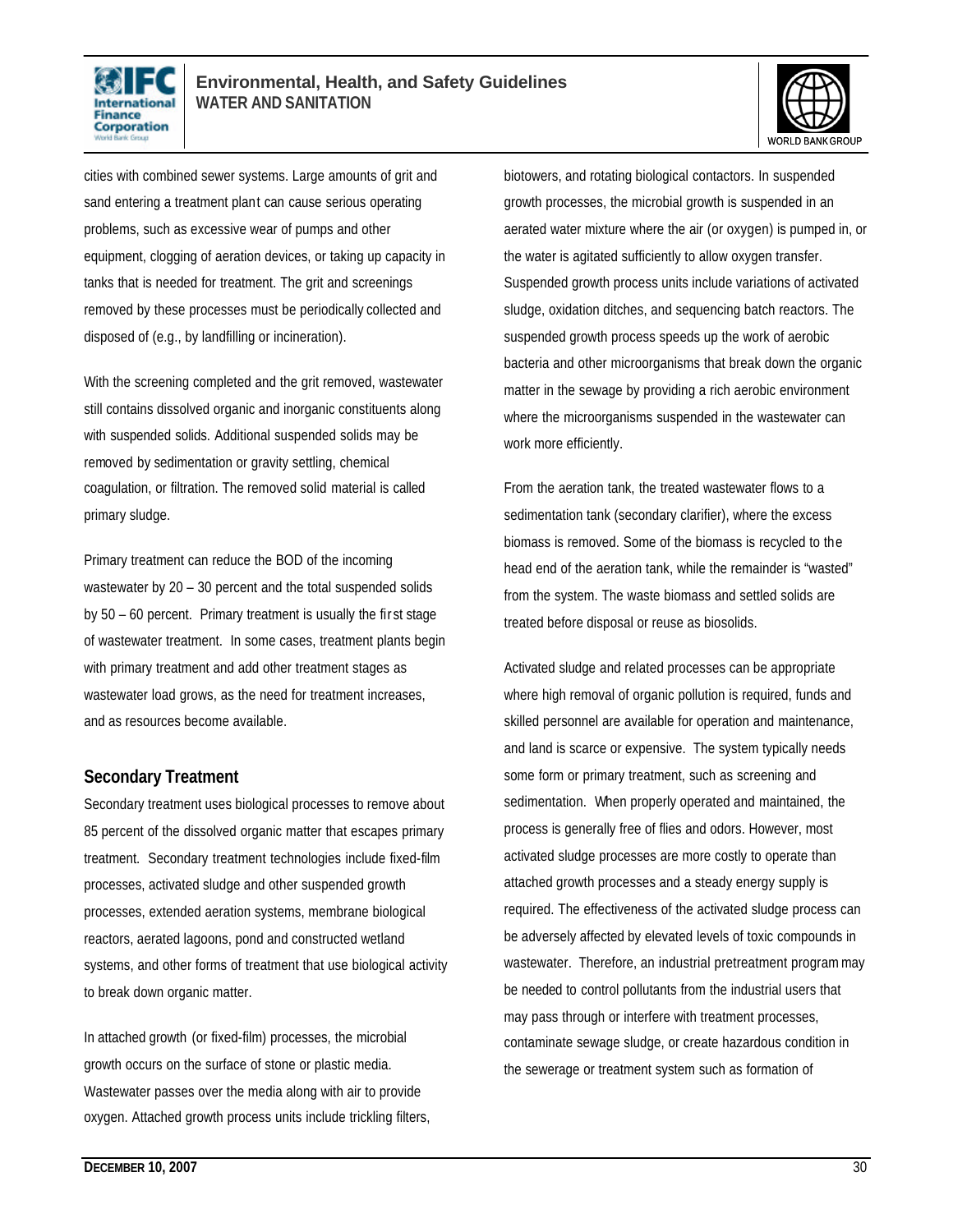cities with combined sewer systems. Large amounts of grit and sand entering a treatment plant can cause serious operating problems, such as excessive wear of pumps and other equipment, clogging of aeration devices, or taking up capacity in tanks that is needed for treatment. The grit and screenings removed by these processes must be periodically collected and disposed of (e.g., by landfilling or incineration).

With the screening completed and the grit removed, wastewater still contains dissolved organic and inorganic constituents along with suspended solids. Additional suspended solids may be removed by sedimentation or gravity settling, chemical coagulation, or filtration. The removed solid material is called primary sludge.

Primary treatment can reduce the BOD of the incoming wastewater by 20 – 30 percent and the total suspended solids by 50 – 60 percent. Primary treatment is usually the first stage of wastewater treatment. In some cases, treatment plants begin with primary treatment and add other treatment stages as wastewater load grows, as the need for treatment increases, and as resources become available.

### Secondary Treatment

Secondary treatment uses biological processes to remove about 85 percent of the dissolved organic matter that escapes primary treatment. Secondary treatment technologies include fixed-film processes, activated sludge and other suspended growth processes, extended aeration systems, membrane biological reactors, aerated lagoons, pond and constructed wetland systems, and other forms of treatment that use biological activity to break down organic matter.

In attached growth (or fixed-film) processes, the microbial growth occurs on the surface of stone or plastic media. Wastewater passes over the media along with air to provide oxygen. Attached growth process units include trickling filters, biotowers, and rotating biological contactors. In suspended growth processes, the microbial growth is suspended in an aerated water mixture where the air (or oxygen) is pumped in, or the water is agitated sufficiently to allow oxygen transfer. Suspended growth process units include variations of activated sludge, oxidation ditches, and sequencing batch reactors. The suspended growth process speeds up the work of aerobic bacteria and other microorganisms that break down the organic matter in the sewage by providing a rich aerobic environment where the microorganisms suspended in the wastewater can work more efficiently.

From the aeration tank, the treated wastewater flows to a sedimentation tank (secondary clarifier), where the excess biomass is removed. Some of the biomass is recycled to the head end of the aeration tank, while the remainder is "wasted" from the system. The waste biomass and settled solids are treated before disposal or reuse as biosolids.

Activated sludge and related processes can be appropriate where high removal of organic pollution is required, funds and skilled personnel are available for operation and maintenance, and land is scarce or expensive. The system typically needs some form or primary treatment, such as screening and sedimentation. When properly operated and maintained, the process is generally free of flies and odors. However, most activated sludge processes are more costly to operate than attached growth processes and a steady energy supply is required. The effectiveness of the activated sludge process can be adversely affected by elevated levels of toxic compounds in wastewater. Therefore, an industrial pretreatment program may be needed to control pollutants from the industrial users that may pass through or interfere with treatment processes, contaminate sewage sludge, or create hazardous condition in the sewerage or treatment system such as formation of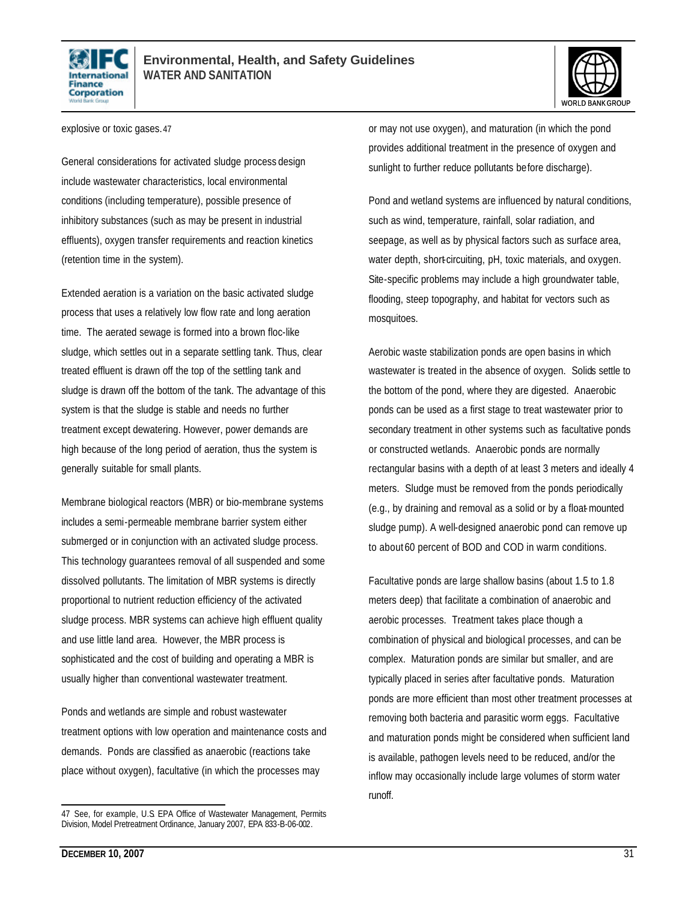explosive or toxic gases.[47]

General considerations for activated sludge process design include wastewater characteristics, local environmental conditions (including temperature), possible presence of inhibitory substances (such as may be present in industrial effluents), oxygen transfer requirements and reaction kinetics (retention time in the system).

Extended aeration is a variation on the basic activated sludge process that uses a relatively low flow rate and long aeration time. The aerated sewage is formed into a brown floc-like sludge, which settles out in a separate settling tank. Thus, clear treated effluent is drawn off the top of the settling tank and sludge is drawn off the bottom of the tank. The advantage of this system is that the sludge is stable and needs no further treatment except dewatering. However, power demands are high because of the long period of aeration, thus the system is generally suitable for small plants.

Membrane biological reactors (MBR) or bio-membrane systems includes a semi-permeable membrane barrier system either submerged or in conjunction with an activated sludge process. This technology guarantees removal of all suspended and some dissolved pollutants. The limitation of MBR systems is directly proportional to nutrient reduction efficiency of the activated sludge process. MBR systems can achieve high effluent quality and use little land area. However, the MBR process is sophisticated and the cost of building and operating a MBR is usually higher than conventional wastewater treatment.

Ponds and wetlands are simple and robust wastewater treatment options with low operation and maintenance costs and demands. Ponds are classified as anaerobic (reactions take place without oxygen), facultative (in which the processes may or may not use oxygen), and maturation (in which the pond provides additional treatment in the presence of oxygen and sunlight to further reduce pollutants before discharge).

Pond and wetland systems are influenced by natural conditions, such as wind, temperature, rainfall, solar radiation, and seepage, as well as by physical factors such as surface area, water depth, short-circuiting, pH, toxic materials, and oxygen. Site-specific problems may include a high groundwater table, flooding, steep topography, and habitat for vectors such as mosquitoes.

Aerobic waste stabilization ponds are open basins in which wastewater is treated in the absence of oxygen. Solids settle to the bottom of the pond, where they are digested. Anaerobic ponds can be used as a first stage to treat wastewater prior to secondary treatment in other systems such as facultative ponds or constructed wetlands. Anaerobic ponds are normally rectangular basins with a depth of at least 3 meters and ideally 4 meters. Sludge must be removed from the ponds periodically (e.g., by draining and removal as a solid or by a float-mounted sludge pump). A well-designed anaerobic pond can remove up to about 60 percent of BOD and COD in warm conditions.

Facultative ponds are large shallow basins (about 1.5 to 1.8 meters deep) that facilitate a combination of anaerobic and aerobic processes. Treatment takes place though a combination of physical and biological processes, and can be complex. Maturation ponds are similar but smaller, and are typically placed in series after facultative ponds. Maturation ponds are more efficient than most other treatment processes at removing both bacteria and parasitic worm eggs. Facultative and maturation ponds might be considered when sufficient land is available, pathogen levels need to be reduced, and/or the inflow may occasionally include large volumes of storm water runoff.

---

[47] See, for example, U.S EPA Office of Wastewater Management, Permits Division, Model Pretreatment Ordinance, January 2007, EPA 833-B-06-002.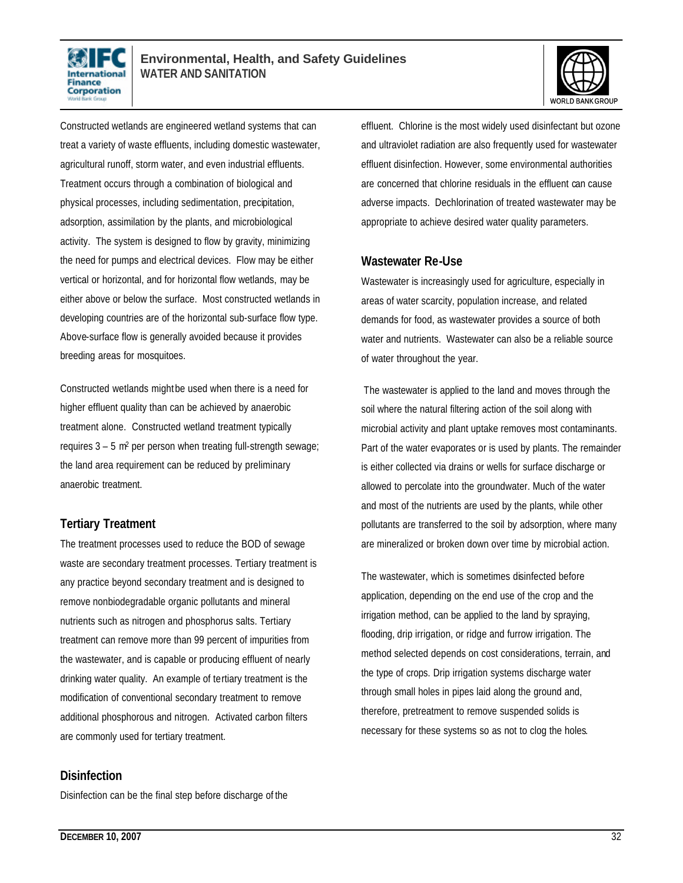Constructed wetlands are engineered wetland systems that can treat a variety of waste effluents, including domestic wastewater, agricultural runoff, storm water, and even industrial effluents. Treatment occurs through a combination of biological and physical processes, including sedimentation, precipitation, adsorption, assimilation by the plants, and microbiological activity. The system is designed to flow by gravity, minimizing the need for pumps and electrical devices. Flow may be either vertical or horizontal, and for horizontal flow wetlands, may be either above or below the surface. Most constructed wetlands in developing countries are of the horizontal sub-surface flow type. Above-surface flow is generally avoided because it provides breeding areas for mosquitoes.

Constructed wetlands might be used when there is a need for higher effluent quality than can be achieved by anaerobic treatment alone. Constructed wetland treatment typically requires 3 – 5 $m^2$ per person when treating full-strength sewage; the land area requirement can be reduced by preliminary anaerobic treatment.

## Tertiary Treatment

The treatment processes used to reduce the BOD of sewage waste are secondary treatment processes. Tertiary treatment is any practice beyond secondary treatment and is designed to remove nonbiodegradable organic pollutants and mineral nutrients such as nitrogen and phosphorus salts. Tertiary treatment can remove more than 99 percent of impurities from the wastewater, and is capable or producing effluent of nearly drinking water quality. An example of tertiary treatment is the modification of conventional secondary treatment to remove additional phosphorous and nitrogen. Activated carbon filters are commonly used for tertiary treatment.

## Disinfection

Disinfection can be the final step before discharge of the effluent. Chlorine is the most widely used disinfectant but ozone and ultraviolet radiation are also frequently used for wastewater effluent disinfection. However, some environmental authorities are concerned that chlorine residuals in the effluent can cause adverse impacts. Dechlorination of treated wastewater may be appropriate to achieve desired water quality parameters.

## Wastewater Re-Use

Wastewater is increasingly used for agriculture, especially in areas of water scarcity, population increase, and related demands for food, as wastewater provides a source of both water and nutrients. Wastewater can also be a reliable source of water throughout the year.

The wastewater is applied to the land and moves through the soil where the natural filtering action of the soil along with microbial activity and plant uptake removes most contaminants. Part of the water evaporates or is used by plants. The remainder is either collected via drains or wells for surface discharge or allowed to percolate into the groundwater. Much of the water and most of the nutrients are used by the plants, while other pollutants are transferred to the soil by adsorption, where many are mineralized or broken down over time by microbial action.

The wastewater, which is sometimes disinfected before application, depending on the end use of the crop and the irrigation method, can be applied to the land by spraying, flooding, drip irrigation, or ridge and furrow irrigation. The method selected depends on cost considerations, terrain, and the type of crops. Drip irrigation systems discharge water through small holes in pipes laid along the ground and, therefore, pretreatment to remove suspended solids is necessary for these systems so as not to clog the holes.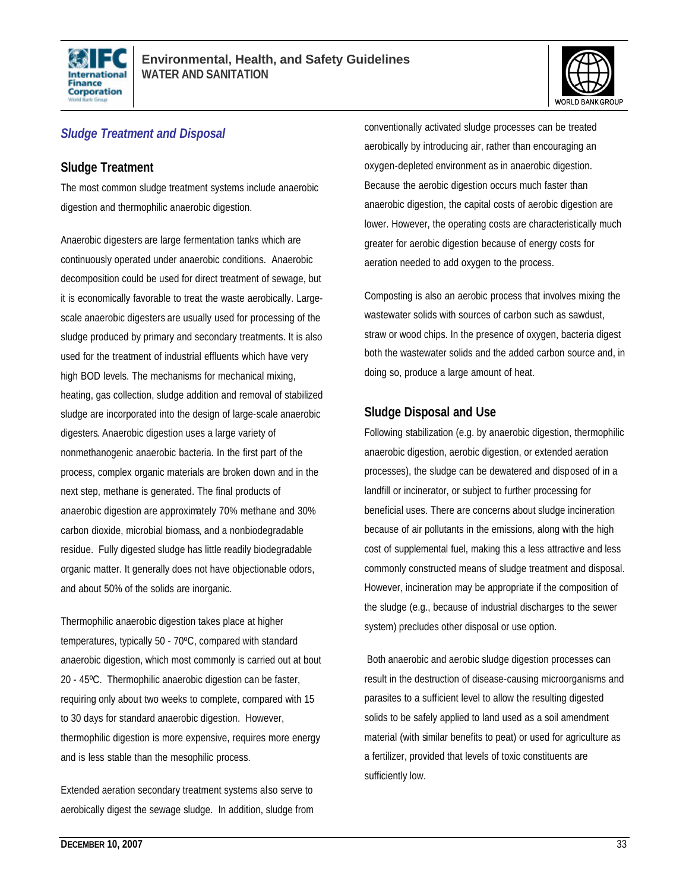## *Sludge Treatment and Disposal*

### Sludge Treatment

The most common sludge treatment systems include anaerobic digestion and thermophilic anaerobic digestion.

Anaerobic digesters are large fermentation tanks which are continuously operated under anaerobic conditions. Anaerobic decomposition could be used for direct treatment of sewage, but it is economically favorable to treat the waste aerobically. Large-scale anaerobic digesters are usually used for processing of the sludge produced by primary and secondary treatments. It is also used for the treatment of industrial effluents which have very high BOD levels. The mechanisms for mechanical mixing, heating, gas collection, sludge addition and removal of stabilized sludge are incorporated into the design of large-scale anaerobic digesters. Anaerobic digestion uses a large variety of nonmethanogenic anaerobic bacteria. In the first part of the process, complex organic materials are broken down and in the next step, methane is generated. The final products of anaerobic digestion are approximately 70% methane and 30% carbon dioxide, microbial biomass, and a nonbiodegradable residue. Fully digested sludge has little readily biodegradable organic matter. It generally does not have objectionable odors, and about 50% of the solids are inorganic.

Thermophilic anaerobic digestion takes place at higher temperatures, typically 50 - 70ºC, compared with standard anaerobic digestion, which most commonly is carried out at bout 20 - 45ºC. Thermophilic anaerobic digestion can be faster, requiring only about two weeks to complete, compared with 15 to 30 days for standard anaerobic digestion. However, thermophilic digestion is more expensive, requires more energy and is less stable than the mesophilic process.

Extended aeration secondary treatment systems also serve to aerobically digest the sewage sludge. In addition, sludge from conventionally activated sludge processes can be treated aerobically by introducing air, rather than encouraging an oxygen-depleted environment as in anaerobic digestion. Because the aerobic digestion occurs much faster than anaerobic digestion, the capital costs of aerobic digestion are lower. However, the operating costs are characteristically much greater for aerobic digestion because of energy costs for aeration needed to add oxygen to the process.

Composting is also an aerobic process that involves mixing the wastewater solids with sources of carbon such as sawdust, straw or wood chips. In the presence of oxygen, bacteria digest both the wastewater solids and the added carbon source and, in doing so, produce a large amount of heat.

### Sludge Disposal and Use

Following stabilization (e.g. by anaerobic digestion, thermophilic anaerobic digestion, aerobic digestion, or extended aeration processes), the sludge can be dewatered and disposed of in a landfill or incinerator, or subject to further processing for beneficial uses. There are concerns about sludge incineration because of air pollutants in the emissions, along with the high cost of supplemental fuel, making this a less attractive and less commonly constructed means of sludge treatment and disposal. However, incineration may be appropriate if the composition of the sludge (e.g., because of industrial discharges to the sewer system) precludes other disposal or use option.

Both anaerobic and aerobic sludge digestion processes can result in the destruction of disease-causing microorganisms and parasites to a sufficient level to allow the resulting digested solids to be safely applied to land used as a soil amendment material (with similar benefits to peat) or used for agriculture as a fertilizer, provided that levels of toxic constituents are sufficiently low.